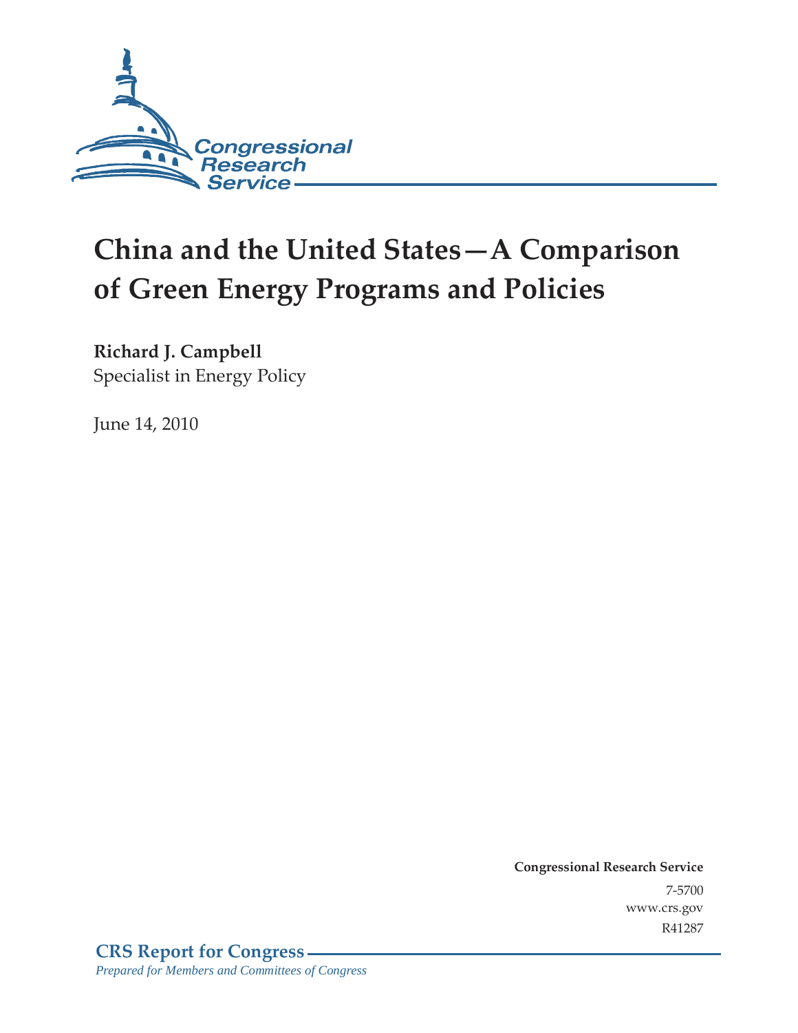Congressional Research Service

# China and the United States—A Comparison of Green Energy Programs and Policies

**Richard J. Campbell**
Specialist in Energy Policy

June 14, 2010

**Congressional Research Service**
7-5700
www.crs.gov
R41287

**CRS Report for Congress**
*Prepared for Members and Committees of Congress*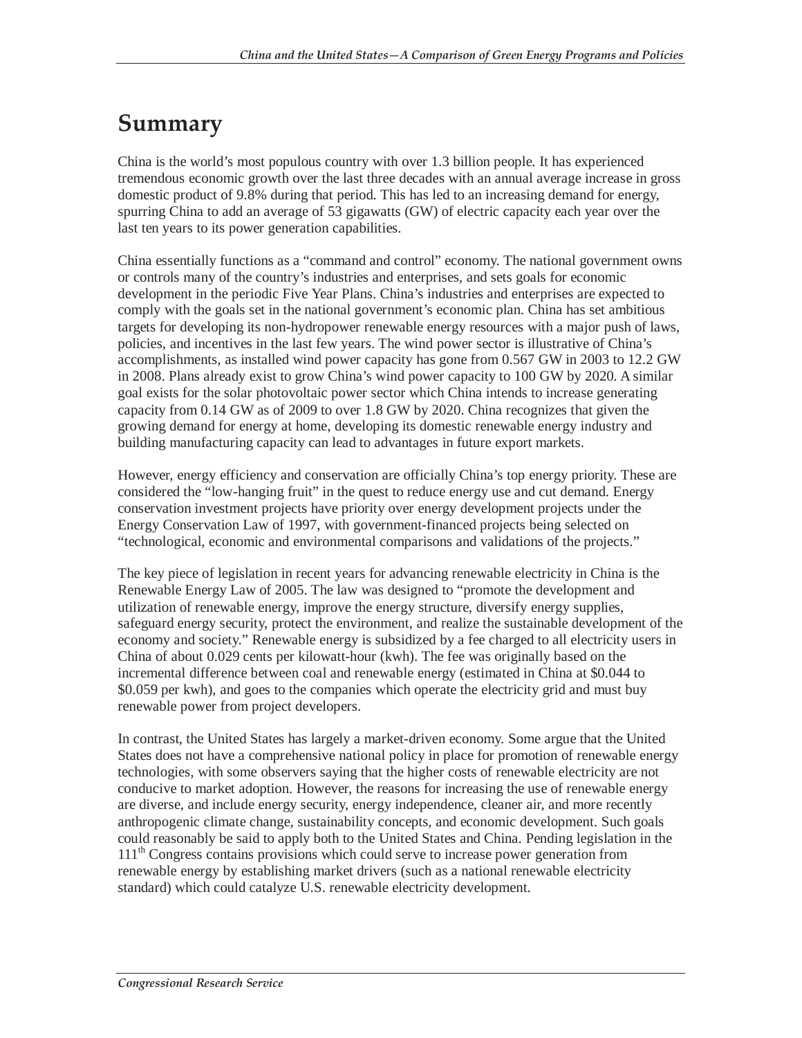# Summary

China is the world's most populous country with over 1.3 billion people. It has experienced tremendous economic growth over the last three decades with an annual average increase in gross domestic product of 9.8% during that period. This has led to an increasing demand for energy, spurring China to add an average of 53 gigawatts (GW) of electric capacity each year over the last ten years to its power generation capabilities.

China essentially functions as a "command and control" economy. The national government owns or controls many of the country's industries and enterprises, and sets goals for economic development in the periodic Five Year Plans. China's industries and enterprises are expected to comply with the goals set in the national government's economic plan. China has set ambitious targets for developing its non-hydropower renewable energy resources with a major push of laws, policies, and incentives in the last few years. The wind power sector is illustrative of China's accomplishments, as installed wind power capacity has gone from 0.567 GW in 2003 to 12.2 GW in 2008. Plans already exist to grow China's wind power capacity to 100 GW by 2020. A similar goal exists for the solar photovoltaic power sector which China intends to increase generating capacity from 0.14 GW as of 2009 to over 1.8 GW by 2020. China recognizes that given the growing demand for energy at home, developing its domestic renewable energy industry and building manufacturing capacity can lead to advantages in future export markets.

However, energy efficiency and conservation are officially China's top energy priority. These are considered the "low-hanging fruit" in the quest to reduce energy use and cut demand. Energy conservation investment projects have priority over energy development projects under the Energy Conservation Law of 1997, with government-financed projects being selected on "technological, economic and environmental comparisons and validations of the projects."

The key piece of legislation in recent years for advancing renewable electricity in China is the Renewable Energy Law of 2005. The law was designed to "promote the development and utilization of renewable energy, improve the energy structure, diversify energy supplies, safeguard energy security, protect the environment, and realize the sustainable development of the economy and society." Renewable energy is subsidized by a fee charged to all electricity users in China of about 0.029 cents per kilowatt-hour (kwh). The fee was originally based on the incremental difference between coal and renewable energy (estimated in China at $0.044 to $0.059 per kwh), and goes to the companies which operate the electricity grid and must buy renewable power from project developers.

In contrast, the United States has largely a market-driven economy. Some argue that the United States does not have a comprehensive national policy in place for promotion of renewable energy technologies, with some observers saying that the higher costs of renewable electricity are not conducive to market adoption. However, the reasons for increasing the use of renewable energy are diverse, and include energy security, energy independence, cleaner air, and more recently anthropogenic climate change, sustainability concepts, and economic development. Such goals could reasonably be said to apply both to the United States and China. Pending legislation in the 111th Congress contains provisions which could serve to increase power generation from renewable energy by establishing market drivers (such as a national renewable electricity standard) which could catalyze U.S. renewable electricity development.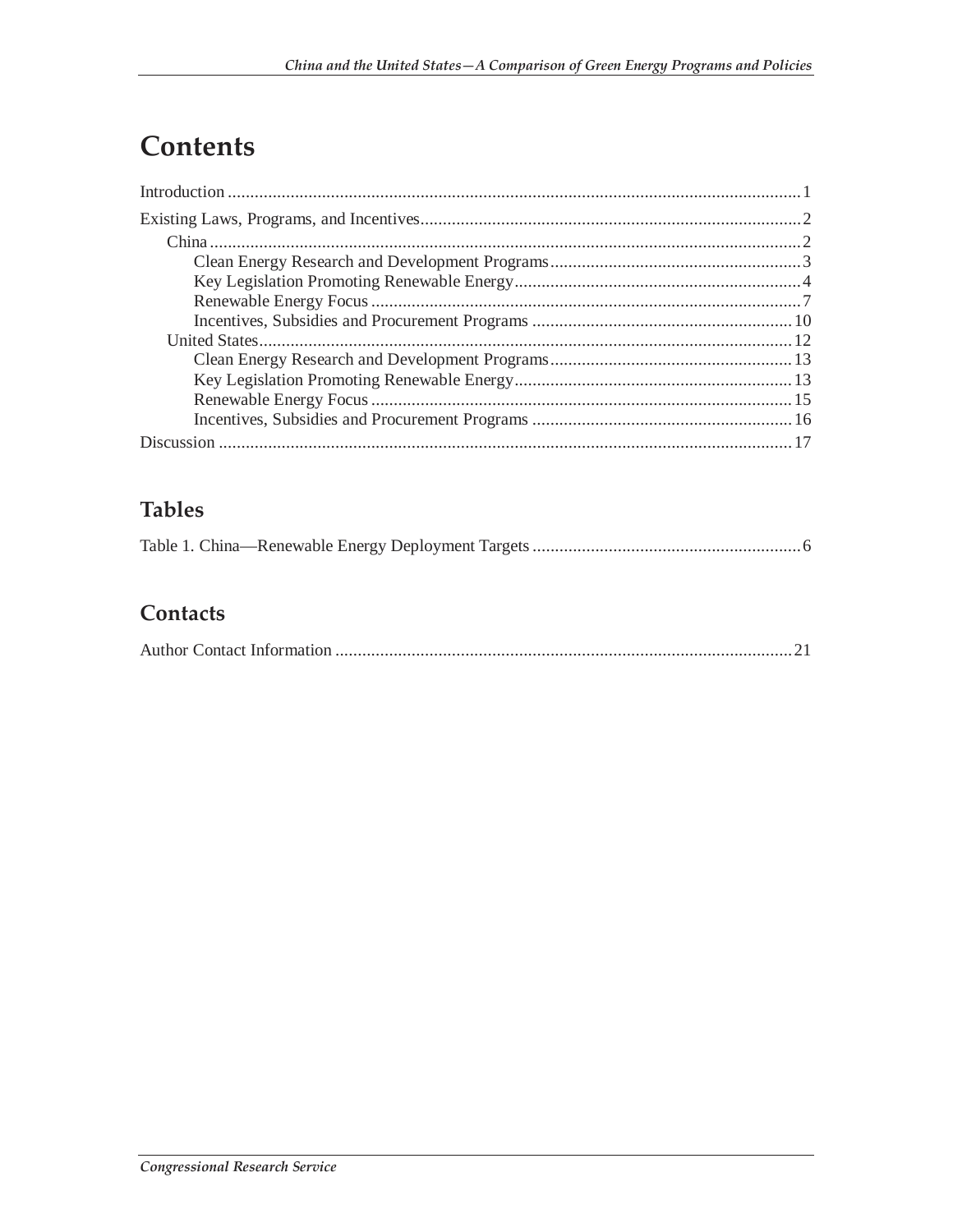# Contents

Introduction ... 1

Existing Laws, Programs, and Incentives ... 2

- China ... 2
  - Clean Energy Research and Development Programs ... 3
  - Key Legislation Promoting Renewable Energy ... 4
  - Renewable Energy Focus ... 7
  - Incentives, Subsidies and Procurement Programs ... 10
- United States ... 12
  - Clean Energy Research and Development Programs ... 13
  - Key Legislation Promoting Renewable Energy ... 13
  - Renewable Energy Focus ... 15
  - Incentives, Subsidies and Procurement Programs ... 16

Discussion ... 17

## Tables

Table 1. China—Renewable Energy Deployment Targets ... 6

## Contacts

Author Contact Information ... 21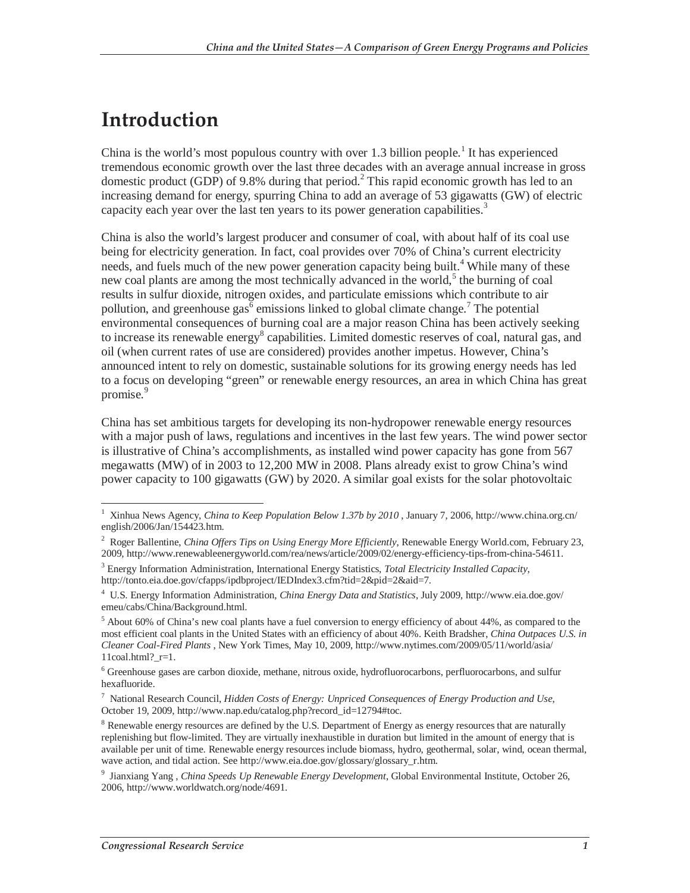# Introduction

China is the world's most populous country with over 1.3 billion people.[1] It has experienced tremendous economic growth over the last three decades with an average annual increase in gross domestic product (GDP) of 9.8% during that period.[2] This rapid economic growth has led to an increasing demand for energy, spurring China to add an average of 53 gigawatts (GW) of electric capacity each year over the last ten years to its power generation capabilities.[3]

China is also the world's largest producer and consumer of coal, with about half of its coal use being for electricity generation. In fact, coal provides over 70% of China's current electricity needs, and fuels much of the new power generation capacity being built.[4] While many of these new coal plants are among the most technically advanced in the world,[5] the burning of coal results in sulfur dioxide, nitrogen oxides, and particulate emissions which contribute to air pollution, and greenhouse gas[6] emissions linked to global climate change.[7] The potential environmental consequences of burning coal are a major reason China has been actively seeking to increase its renewable energy[8] capabilities. Limited domestic reserves of coal, natural gas, and oil (when current rates of use are considered) provides another impetus. However, China's announced intent to rely on domestic, sustainable solutions for its growing energy needs has led to a focus on developing "green" or renewable energy resources, an area in which China has great promise.[9]

China has set ambitious targets for developing its non-hydropower renewable energy resources with a major push of laws, regulations and incentives in the last few years. The wind power sector is illustrative of China's accomplishments, as installed wind power capacity has gone from 567 megawatts (MW) of in 2003 to 12,200 MW in 2008. Plans already exist to grow China's wind power capacity to 100 gigawatts (GW) by 2020. A similar goal exists for the solar photovoltaic

---

[1] Xinhua News Agency, *China to Keep Population Below 1.37b by 2010* , January 7, 2006, http://www.china.org.cn/english/2006/Jan/154423.htm.

[2] Roger Ballentine, *China Offers Tips on Using Energy More Efficiently*, Renewable Energy World.com, February 23, 2009, http://www.renewableenergyworld.com/rea/news/article/2009/02/energy-efficiency-tips-from-china-54611.

[3] Energy Information Administration, International Energy Statistics, *Total Electricity Installed Capacity*, http://tonto.eia.doe.gov/cfapps/ipdbproject/IEDIndex3.cfm?tid=2&pid=2&aid=7.

[4] U.S. Energy Information Administration, *China Energy Data and Statistics*, July 2009, http://www.eia.doe.gov/emeu/cabs/China/Background.html.

[5] About 60% of China's new coal plants have a fuel conversion to energy efficiency of about 44%, as compared to the most efficient coal plants in the United States with an efficiency of about 40%. Keith Bradsher, *China Outpaces U.S. in Cleaner Coal-Fired Plants* , New York Times, May 10, 2009, http://www.nytimes.com/2009/05/11/world/asia/11coal.html?_r=1.

[6] Greenhouse gases are carbon dioxide, methane, nitrous oxide, hydrofluorocarbons, perfluorocarbons, and sulfur hexafluoride.

[7] National Research Council, *Hidden Costs of Energy: Unpriced Consequences of Energy Production and Use*, October 19, 2009, http://www.nap.edu/catalog.php?record_id=12794#toc.

[8] Renewable energy resources are defined by the U.S. Department of Energy as energy resources that are naturally replenishing but flow-limited. They are virtually inexhaustible in duration but limited in the amount of energy that is available per unit of time. Renewable energy resources include biomass, hydro, geothermal, solar, wind, ocean thermal, wave action, and tidal action. See http://www.eia.doe.gov/glossary/glossary_r.htm.

[9] Jianxiang Yang , *China Speeds Up Renewable Energy Development*, Global Environmental Institute, October 26, 2006, http://www.worldwatch.org/node/4691.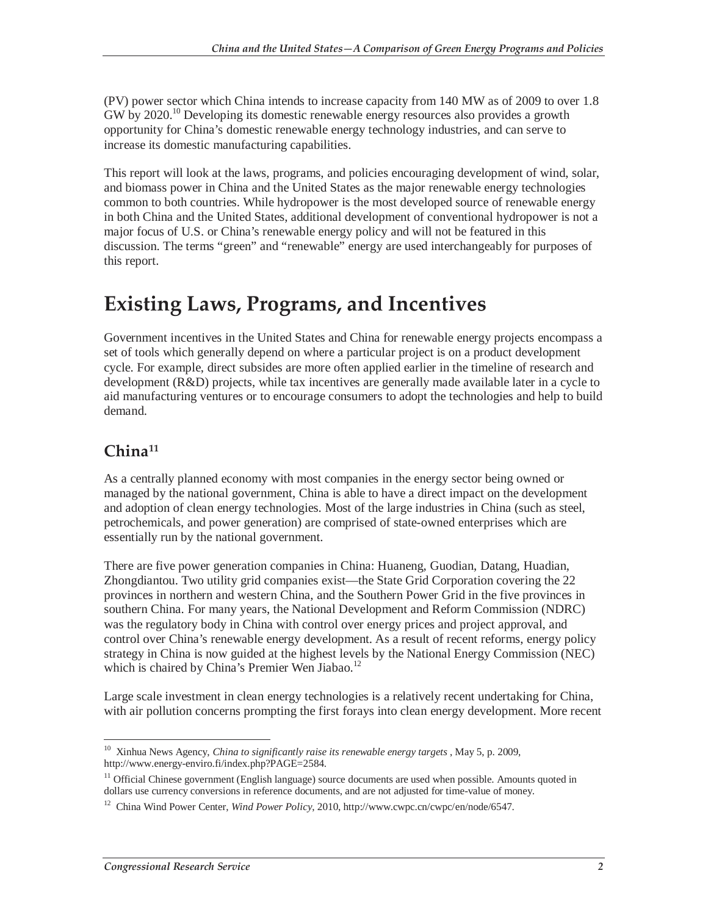(PV) power sector which China intends to increase capacity from 140 MW as of 2009 to over 1.8 GW by 2020.[10] Developing its domestic renewable energy resources also provides a growth opportunity for China's domestic renewable energy technology industries, and can serve to increase its domestic manufacturing capabilities.

This report will look at the laws, programs, and policies encouraging development of wind, solar, and biomass power in China and the United States as the major renewable energy technologies common to both countries. While hydropower is the most developed source of renewable energy in both China and the United States, additional development of conventional hydropower is not a major focus of U.S. or China's renewable energy policy and will not be featured in this discussion. The terms "green" and "renewable" energy are used interchangeably for purposes of this report.

# Existing Laws, Programs, and Incentives

Government incentives in the United States and China for renewable energy projects encompass a set of tools which generally depend on where a particular project is on a product development cycle. For example, direct subsides are more often applied earlier in the timeline of research and development (R&D) projects, while tax incentives are generally made available later in a cycle to aid manufacturing ventures or to encourage consumers to adopt the technologies and help to build demand.

## China[11]

As a centrally planned economy with most companies in the energy sector being owned or managed by the national government, China is able to have a direct impact on the development and adoption of clean energy technologies. Most of the large industries in China (such as steel, petrochemicals, and power generation) are comprised of state-owned enterprises which are essentially run by the national government.

There are five power generation companies in China: Huaneng, Guodian, Datang, Huadian, Zhongdiantou. Two utility grid companies exist—the State Grid Corporation covering the 22 provinces in northern and western China, and the Southern Power Grid in the five provinces in southern China. For many years, the National Development and Reform Commission (NDRC) was the regulatory body in China with control over energy prices and project approval, and control over China's renewable energy development. As a result of recent reforms, energy policy strategy in China is now guided at the highest levels by the National Energy Commission (NEC) which is chaired by China's Premier Wen Jiabao.[12]

Large scale investment in clean energy technologies is a relatively recent undertaking for China, with air pollution concerns prompting the first forays into clean energy development. More recent

---

[10] Xinhua News Agency, *China to significantly raise its renewable energy targets* , May 5, p. 2009, http://www.energy-enviro.fi/index.php?PAGE=2584.

[11] Official Chinese government (English language) source documents are used when possible. Amounts quoted in dollars use currency conversions in reference documents, and are not adjusted for time-value of money.

[12] China Wind Power Center, *Wind Power Policy*, 2010, http://www.cwpc.cn/cwpc/en/node/6547.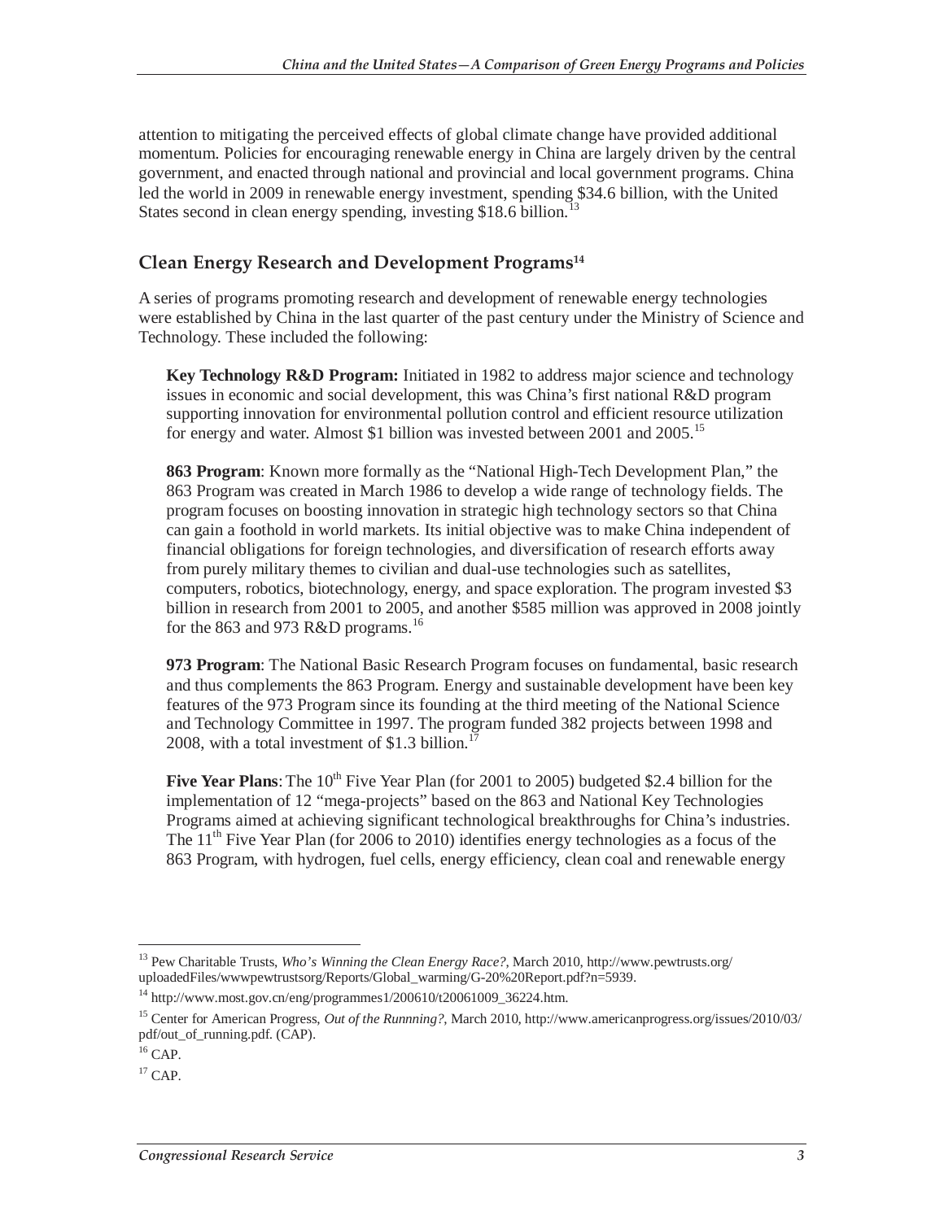attention to mitigating the perceived effects of global climate change have provided additional momentum. Policies for encouraging renewable energy in China are largely driven by the central government, and enacted through national and provincial and local government programs. China led the world in 2009 in renewable energy investment, spending $34.6 billion, with the United States second in clean energy spending, investing $18.6 billion.[13]

## Clean Energy Research and Development Programs[14]

A series of programs promoting research and development of renewable energy technologies were established by China in the last quarter of the past century under the Ministry of Science and Technology. These included the following:

**Key Technology R&D Program:** Initiated in 1982 to address major science and technology issues in economic and social development, this was China's first national R&D program supporting innovation for environmental pollution control and efficient resource utilization for energy and water. Almost $1 billion was invested between 2001 and 2005.[15]

**863 Program**: Known more formally as the "National High-Tech Development Plan," the 863 Program was created in March 1986 to develop a wide range of technology fields. The program focuses on boosting innovation in strategic high technology sectors so that China can gain a foothold in world markets. Its initial objective was to make China independent of financial obligations for foreign technologies, and diversification of research efforts away from purely military themes to civilian and dual-use technologies such as satellites, computers, robotics, biotechnology, energy, and space exploration. The program invested $3 billion in research from 2001 to 2005, and another $585 million was approved in 2008 jointly for the 863 and 973 R&D programs.[16]

**973 Program**: The National Basic Research Program focuses on fundamental, basic research and thus complements the 863 Program. Energy and sustainable development have been key features of the 973 Program since its founding at the third meeting of the National Science and Technology Committee in 1997. The program funded 382 projects between 1998 and 2008, with a total investment of $1.3 billion.[17]

**Five Year Plans**: The 10th Five Year Plan (for 2001 to 2005) budgeted $2.4 billion for the implementation of 12 "mega-projects" based on the 863 and National Key Technologies Programs aimed at achieving significant technological breakthroughs for China's industries. The 11th Five Year Plan (for 2006 to 2010) identifies energy technologies as a focus of the 863 Program, with hydrogen, fuel cells, energy efficiency, clean coal and renewable energy

---

[13] Pew Charitable Trusts, *Who's Winning the Clean Energy Race?*, March 2010, http://www.pewtrusts.org/uploadedFiles/wwwpewtrustsorg/Reports/Global_warming/G-20%20Report.pdf?n=5939.

[14] http://www.most.gov.cn/eng/programmes1/200610/t20061009_36224.htm.

[15] Center for American Progress, *Out of the Runnning?*, March 2010, http://www.americanprogress.org/issues/2010/03/pdf/out_of_running.pdf. (CAP).

[16] CAP.

[17] CAP.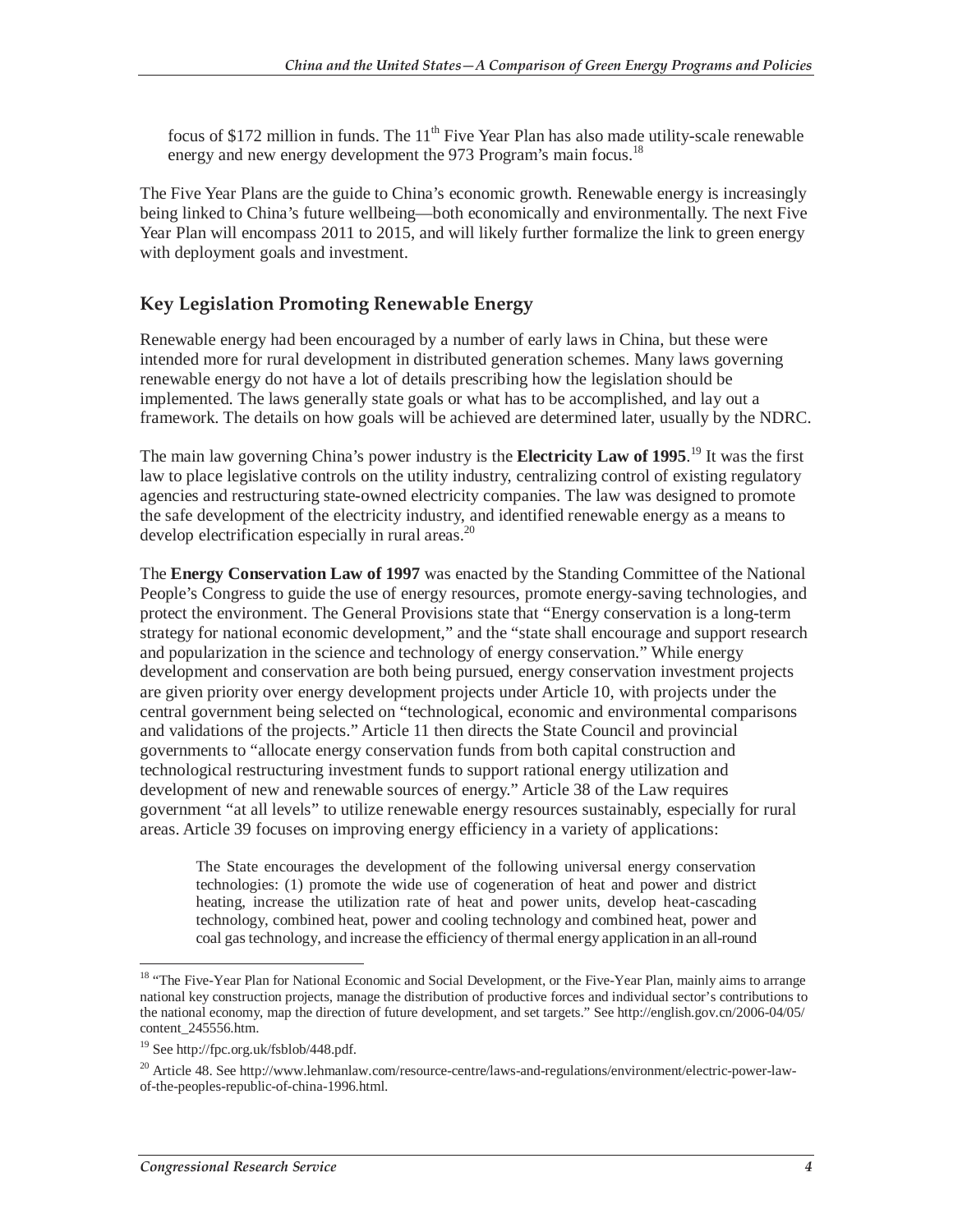focus of \$172 million in funds. The 11th Five Year Plan has also made utility-scale renewable energy and new energy development the 973 Program's main focus.[18]

The Five Year Plans are the guide to China's economic growth. Renewable energy is increasingly being linked to China's future wellbeing—both economically and environmentally. The next Five Year Plan will encompass 2011 to 2015, and will likely further formalize the link to green energy with deployment goals and investment.

## Key Legislation Promoting Renewable Energy

Renewable energy had been encouraged by a number of early laws in China, but these were intended more for rural development in distributed generation schemes. Many laws governing renewable energy do not have a lot of details prescribing how the legislation should be implemented. The laws generally state goals or what has to be accomplished, and lay out a framework. The details on how goals will be achieved are determined later, usually by the NDRC.

The main law governing China's power industry is the **Electricity Law of 1995**.[19] It was the first law to place legislative controls on the utility industry, centralizing control of existing regulatory agencies and restructuring state-owned electricity companies. The law was designed to promote the safe development of the electricity industry, and identified renewable energy as a means to develop electrification especially in rural areas.[20]

The **Energy Conservation Law of 1997** was enacted by the Standing Committee of the National People's Congress to guide the use of energy resources, promote energy-saving technologies, and protect the environment. The General Provisions state that "Energy conservation is a long-term strategy for national economic development," and the "state shall encourage and support research and popularization in the science and technology of energy conservation." While energy development and conservation are both being pursued, energy conservation investment projects are given priority over energy development projects under Article 10, with projects under the central government being selected on "technological, economic and environmental comparisons and validations of the projects." Article 11 then directs the State Council and provincial governments to "allocate energy conservation funds from both capital construction and technological restructuring investment funds to support rational energy utilization and development of new and renewable sources of energy." Article 38 of the Law requires government "at all levels" to utilize renewable energy resources sustainably, especially for rural areas. Article 39 focuses on improving energy efficiency in a variety of applications:

> The State encourages the development of the following universal energy conservation technologies: (1) promote the wide use of cogeneration of heat and power and district heating, increase the utilization rate of heat and power units, develop heat-cascading technology, combined heat, power and cooling technology and combined heat, power and coal gas technology, and increase the efficiency of thermal energy application in an all-round

---

[18] "The Five-Year Plan for National Economic and Social Development, or the Five-Year Plan, mainly aims to arrange national key construction projects, manage the distribution of productive forces and individual sector's contributions to the national economy, map the direction of future development, and set targets." See http://english.gov.cn/2006-04/05/content_245556.htm.

[19] See http://fpc.org.uk/fsblob/448.pdf.

[20] Article 48. See http://www.lehmanlaw.com/resource-centre/laws-and-regulations/environment/electric-power-law-of-the-peoples-republic-of-china-1996.html.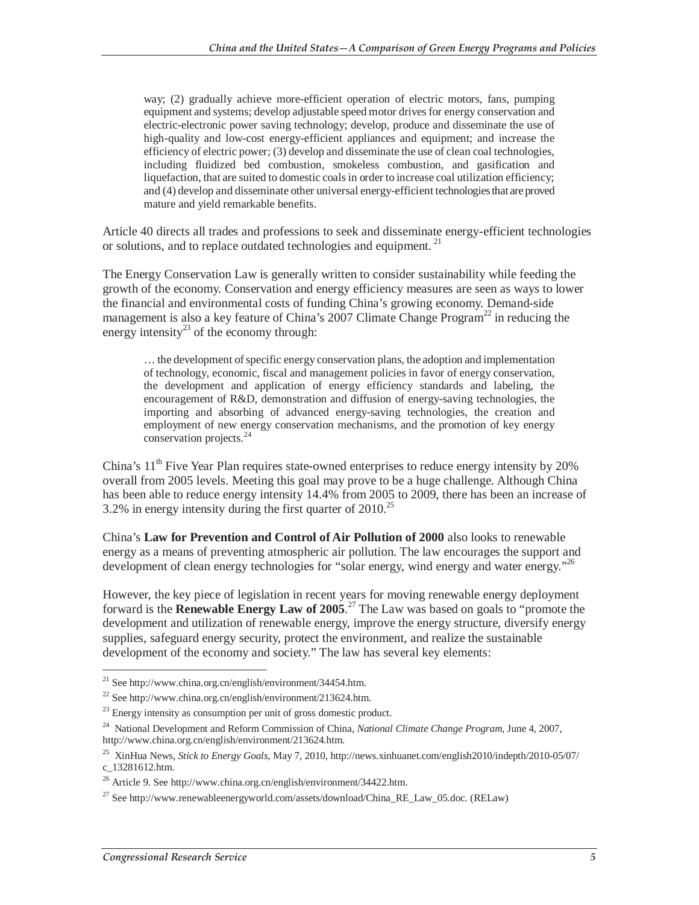> way; (2) gradually achieve more-efficient operation of electric motors, fans, pumping equipment and systems; develop adjustable speed motor drives for energy conservation and electric-electronic power saving technology; develop, produce and disseminate the use of high-quality and low-cost energy-efficient appliances and equipment; and increase the efficiency of electric power; (3) develop and disseminate the use of clean coal technologies, including fluidized bed combustion, smokeless combustion, and gasification and liquefaction, that are suited to domestic coals in order to increase coal utilization efficiency; and (4) develop and disseminate other universal energy-efficient technologies that are proved mature and yield remarkable benefits.

Article 40 directs all trades and professions to seek and disseminate energy-efficient technologies or solutions, and to replace outdated technologies and equipment.[21]

The Energy Conservation Law is generally written to consider sustainability while feeding the growth of the economy. Conservation and energy efficiency measures are seen as ways to lower the financial and environmental costs of funding China's growing economy. Demand-side management is also a key feature of China's 2007 Climate Change Program[22] in reducing the energy intensity[23] of the economy through:

> … the development of specific energy conservation plans, the adoption and implementation of technology, economic, fiscal and management policies in favor of energy conservation, the development and application of energy efficiency standards and labeling, the encouragement of R&D, demonstration and diffusion of energy-saving technologies, the importing and absorbing of advanced energy-saving technologies, the creation and employment of new energy conservation mechanisms, and the promotion of key energy conservation projects.[24]

China's 11th Five Year Plan requires state-owned enterprises to reduce energy intensity by 20% overall from 2005 levels. Meeting this goal may prove to be a huge challenge. Although China has been able to reduce energy intensity 14.4% from 2005 to 2009, there has been an increase of 3.2% in energy intensity during the first quarter of 2010.[25]

China's **Law for Prevention and Control of Air Pollution of 2000** also looks to renewable energy as a means of preventing atmospheric air pollution. The law encourages the support and development of clean energy technologies for "solar energy, wind energy and water energy."[26]

However, the key piece of legislation in recent years for moving renewable energy deployment forward is the **Renewable Energy Law of 2005**.[27] The Law was based on goals to "promote the development and utilization of renewable energy, improve the energy structure, diversify energy supplies, safeguard energy security, protect the environment, and realize the sustainable development of the economy and society." The law has several key elements:

---

[21] See http://www.china.org.cn/english/environment/34454.htm.

[22] See http://www.china.org.cn/english/environment/213624.htm.

[23] Energy intensity as consumption per unit of gross domestic product.

[24] National Development and Reform Commission of China, *National Climate Change Program*, June 4, 2007, http://www.china.org.cn/english/environment/213624.htm.

[25] XinHua News, *Stick to Energy Goals*, May 7, 2010, http://news.xinhuanet.com/english2010/indepth/2010-05/07/c_13281612.htm.

[26] Article 9. See http://www.china.org.cn/english/environment/34422.htm.

[27] See http://www.renewableenergyworld.com/assets/download/China_RE_Law_05.doc. (RELaw)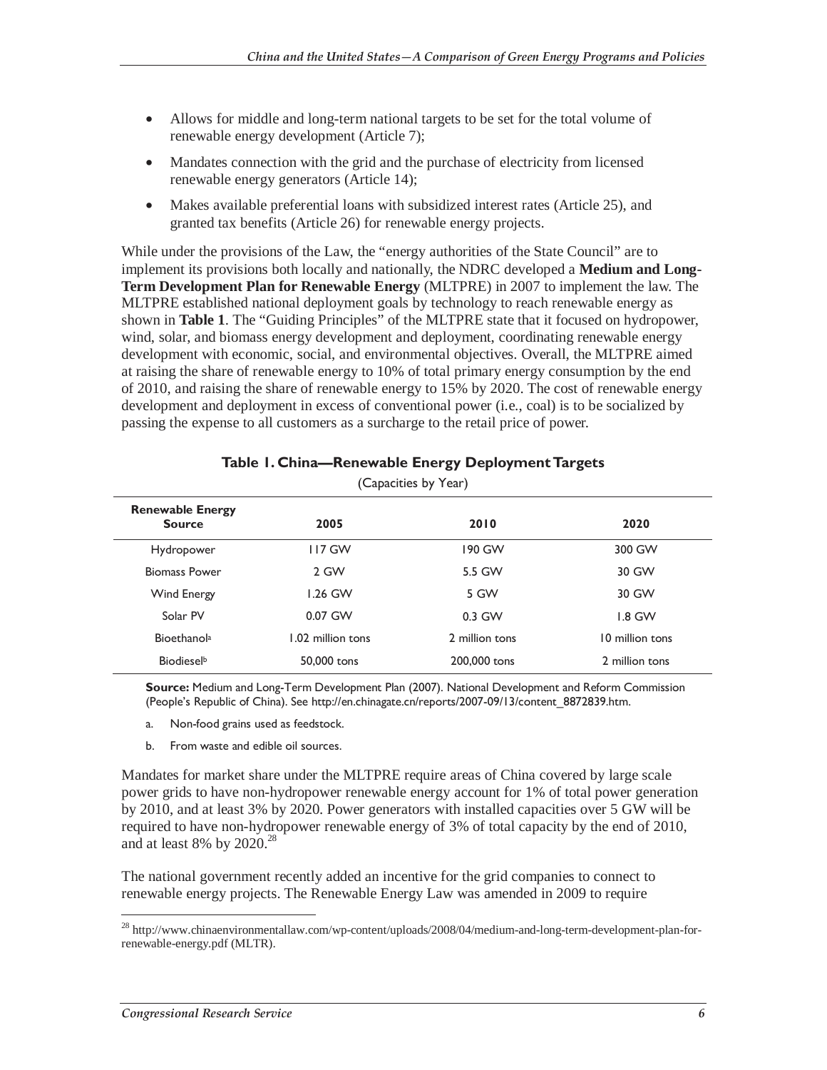- Allows for middle and long-term national targets to be set for the total volume of renewable energy development (Article 7);
- Mandates connection with the grid and the purchase of electricity from licensed renewable energy generators (Article 14);
- Makes available preferential loans with subsidized interest rates (Article 25), and granted tax benefits (Article 26) for renewable energy projects.

While under the provisions of the Law, the "energy authorities of the State Council" are to implement its provisions both locally and nationally, the NDRC developed a **Medium and Long-Term Development Plan for Renewable Energy** (MLTPRE) in 2007 to implement the law. The MLTPRE established national deployment goals by technology to reach renewable energy as shown in **Table 1**. The "Guiding Principles" of the MLTPRE state that it focused on hydropower, wind, solar, and biomass energy development and deployment, coordinating renewable energy development with economic, social, and environmental objectives. Overall, the MLTPRE aimed at raising the share of renewable energy to 10% of total primary energy consumption by the end of 2010, and raising the share of renewable energy to 15% by 2020. The cost of renewable energy development and deployment in excess of conventional power (i.e., coal) is to be socialized by passing the expense to all customers as a surcharge to the retail price of power.

**Table 1. China—Renewable Energy Deployment Targets**

(Capacities by Year)

| Renewable Energy Source | 2005 | 2010 | 2020 |
|---|---|---|---|
| Hydropower | 117 GW | 190 GW | 300 GW |
| Biomass Power | 2 GW | 5.5 GW | 30 GW |
| Wind Energy | 1.26 GW | 5 GW | 30 GW |
| Solar PV | 0.07 GW | 0.3 GW | 1.8 GW |
| Bioethanol[a] | 1.02 million tons | 2 million tons | 10 million tons |
| Biodiesel[b] | 50,000 tons | 200,000 tons | 2 million tons |

**Source:** Medium and Long-Term Development Plan (2007). National Development and Reform Commission (People's Republic of China). See http://en.chinagate.cn/reports/2007-09/13/content_8872839.htm.

a. Non-food grains used as feedstock.

b. From waste and edible oil sources.

Mandates for market share under the MLTPRE require areas of China covered by large scale power grids to have non-hydropower renewable energy account for 1% of total power generation by 2010, and at least 3% by 2020. Power generators with installed capacities over 5 GW will be required to have non-hydropower renewable energy of 3% of total capacity by the end of 2010, and at least 8% by 2020.[28]

The national government recently added an incentive for the grid companies to connect to renewable energy projects. The Renewable Energy Law was amended in 2009 to require

[28] http://www.chinaenvironmentallaw.com/wp-content/uploads/2008/04/medium-and-long-term-development-plan-for-renewable-energy.pdf (MLTR).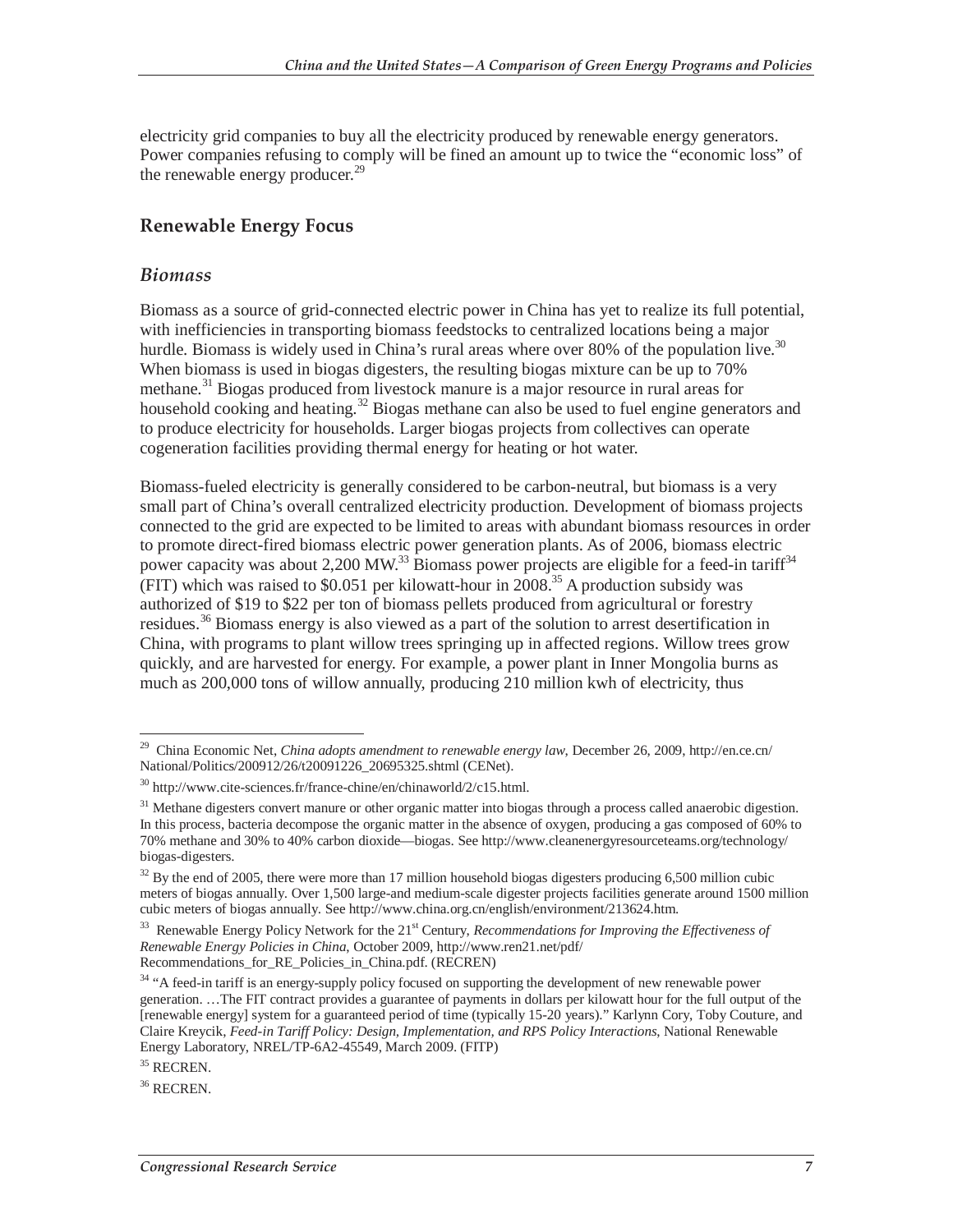electricity grid companies to buy all the electricity produced by renewable energy generators. Power companies refusing to comply will be fined an amount up to twice the "economic loss" of the renewable energy producer.[29]

## Renewable Energy Focus

### *Biomass*

Biomass as a source of grid-connected electric power in China has yet to realize its full potential, with inefficiencies in transporting biomass feedstocks to centralized locations being a major hurdle. Biomass is widely used in China's rural areas where over 80% of the population live.[30] When biomass is used in biogas digesters, the resulting biogas mixture can be up to 70% methane.[31] Biogas produced from livestock manure is a major resource in rural areas for household cooking and heating.[32] Biogas methane can also be used to fuel engine generators and to produce electricity for households. Larger biogas projects from collectives can operate cogeneration facilities providing thermal energy for heating or hot water.

Biomass-fueled electricity is generally considered to be carbon-neutral, but biomass is a very small part of China's overall centralized electricity production. Development of biomass projects connected to the grid are expected to be limited to areas with abundant biomass resources in order to promote direct-fired biomass electric power generation plants. As of 2006, biomass electric power capacity was about 2,200 MW.[33] Biomass power projects are eligible for a feed-in tariff[34] (FIT) which was raised to $0.051 per kilowatt-hour in 2008.[35] A production subsidy was authorized of $19 to $22 per ton of biomass pellets produced from agricultural or forestry residues.[36] Biomass energy is also viewed as a part of the solution to arrest desertification in China, with programs to plant willow trees springing up in affected regions. Willow trees grow quickly, and are harvested for energy. For example, a power plant in Inner Mongolia burns as much as 200,000 tons of willow annually, producing 210 million kwh of electricity, thus

---

[29] China Economic Net, *China adopts amendment to renewable energy law*, December 26, 2009, http://en.ce.cn/National/Politics/200912/26/t20091226_20695325.shtml (CENet).

[30] http://www.cite-sciences.fr/france-chine/en/chinaworld/2/c15.html.

[31] Methane digesters convert manure or other organic matter into biogas through a process called anaerobic digestion. In this process, bacteria decompose the organic matter in the absence of oxygen, producing a gas composed of 60% to 70% methane and 30% to 40% carbon dioxide—biogas. See http://www.cleanenergyresourceteams.org/technology/biogas-digesters.

[32] By the end of 2005, there were more than 17 million household biogas digesters producing 6,500 million cubic meters of biogas annually. Over 1,500 large-and medium-scale digester projects facilities generate around 1500 million cubic meters of biogas annually. See http://www.china.org.cn/english/environment/213624.htm.

[33] Renewable Energy Policy Network for the 21st Century, *Recommendations for Improving the Effectiveness of Renewable Energy Policies in China*, October 2009, http://www.ren21.net/pdf/Recommendations_for_RE_Policies_in_China.pdf. (RECREN)

[34] "A feed-in tariff is an energy-supply policy focused on supporting the development of new renewable power generation. …The FIT contract provides a guarantee of payments in dollars per kilowatt hour for the full output of the [renewable energy] system for a guaranteed period of time (typically 15-20 years)." Karlynn Cory, Toby Couture, and Claire Kreycik, *Feed-in Tariff Policy: Design, Implementation, and RPS Policy Interactions*, National Renewable Energy Laboratory, NREL/TP-6A2-45549, March 2009. (FITP)

[35] RECREN.

[36] RECREN.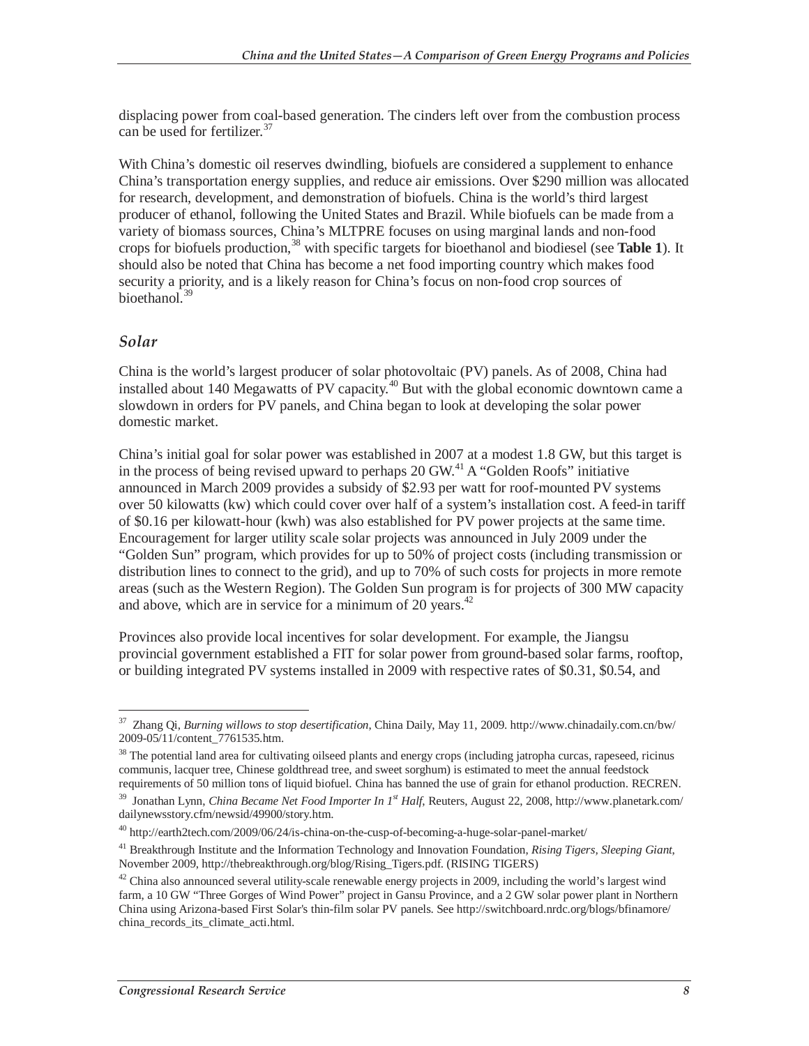displacing power from coal-based generation. The cinders left over from the combustion process can be used for fertilizer.[37]

With China's domestic oil reserves dwindling, biofuels are considered a supplement to enhance China's transportation energy supplies, and reduce air emissions. Over $290 million was allocated for research, development, and demonstration of biofuels. China is the world's third largest producer of ethanol, following the United States and Brazil. While biofuels can be made from a variety of biomass sources, China's MLTPRE focuses on using marginal lands and non-food crops for biofuels production,[38] with specific targets for bioethanol and biodiesel (see **Table 1**). It should also be noted that China has become a net food importing country which makes food security a priority, and is a likely reason for China's focus on non-food crop sources of bioethanol.[39]

### *Solar*

China is the world's largest producer of solar photovoltaic (PV) panels. As of 2008, China had installed about 140 Megawatts of PV capacity.[40] But with the global economic downtown came a slowdown in orders for PV panels, and China began to look at developing the solar power domestic market.

China's initial goal for solar power was established in 2007 at a modest 1.8 GW, but this target is in the process of being revised upward to perhaps 20 GW.[41] A "Golden Roofs" initiative announced in March 2009 provides a subsidy of $2.93 per watt for roof-mounted PV systems over 50 kilowatts (kw) which could cover over half of a system's installation cost. A feed-in tariff of $0.16 per kilowatt-hour (kwh) was also established for PV power projects at the same time. Encouragement for larger utility scale solar projects was announced in July 2009 under the "Golden Sun" program, which provides for up to 50% of project costs (including transmission or distribution lines to connect to the grid), and up to 70% of such costs for projects in more remote areas (such as the Western Region). The Golden Sun program is for projects of 300 MW capacity and above, which are in service for a minimum of 20 years.[42]

Provinces also provide local incentives for solar development. For example, the Jiangsu provincial government established a FIT for solar power from ground-based solar farms, rooftop, or building integrated PV systems installed in 2009 with respective rates of $0.31, $0.54, and

---

[37] Zhang Qi, *Burning willows to stop desertification*, China Daily, May 11, 2009. http://www.chinadaily.com.cn/bw/2009-05/11/content_7761535.htm.

[38] The potential land area for cultivating oilseed plants and energy crops (including jatropha curcas, rapeseed, ricinus communis, lacquer tree, Chinese goldthread tree, and sweet sorghum) is estimated to meet the annual feedstock requirements of 50 million tons of liquid biofuel. China has banned the use of grain for ethanol production. RECREN.

[39] Jonathan Lynn, *China Became Net Food Importer In 1st Half*, Reuters, August 22, 2008, http://www.planetark.com/dailynewsstory.cfm/newsid/49900/story.htm.

[40] http://earth2tech.com/2009/06/24/is-china-on-the-cusp-of-becoming-a-huge-solar-panel-market/

[41] Breakthrough Institute and the Information Technology and Innovation Foundation, *Rising Tigers, Sleeping Giant*, November 2009, http://thebreakthrough.org/blog/Rising_Tigers.pdf. (RISING TIGERS)

[42] China also announced several utility-scale renewable energy projects in 2009, including the world's largest wind farm, a 10 GW "Three Gorges of Wind Power" project in Gansu Province, and a 2 GW solar power plant in Northern China using Arizona-based First Solar's thin-film solar PV panels. See http://switchboard.nrdc.org/blogs/bfinamore/china_records_its_climate_acti.html.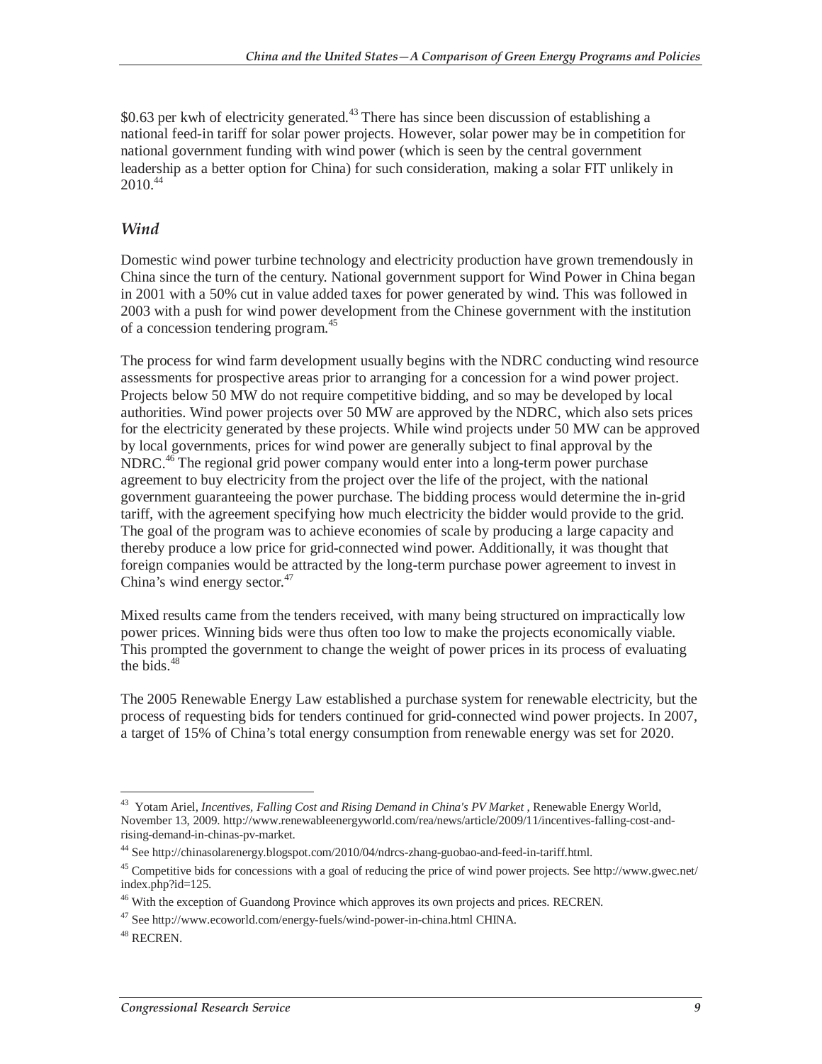$0.63 per kwh of electricity generated.[43] There has since been discussion of establishing a national feed-in tariff for solar power projects. However, solar power may be in competition for national government funding with wind power (which is seen by the central government leadership as a better option for China) for such consideration, making a solar FIT unlikely in 2010.[44]

### *Wind*

Domestic wind power turbine technology and electricity production have grown tremendously in China since the turn of the century. National government support for Wind Power in China began in 2001 with a 50% cut in value added taxes for power generated by wind. This was followed in 2003 with a push for wind power development from the Chinese government with the institution of a concession tendering program.[45]

The process for wind farm development usually begins with the NDRC conducting wind resource assessments for prospective areas prior to arranging for a concession for a wind power project. Projects below 50 MW do not require competitive bidding, and so may be developed by local authorities. Wind power projects over 50 MW are approved by the NDRC, which also sets prices for the electricity generated by these projects. While wind projects under 50 MW can be approved by local governments, prices for wind power are generally subject to final approval by the NDRC.[46] The regional grid power company would enter into a long-term power purchase agreement to buy electricity from the project over the life of the project, with the national government guaranteeing the power purchase. The bidding process would determine the in-grid tariff, with the agreement specifying how much electricity the bidder would provide to the grid. The goal of the program was to achieve economies of scale by producing a large capacity and thereby produce a low price for grid-connected wind power. Additionally, it was thought that foreign companies would be attracted by the long-term purchase power agreement to invest in China's wind energy sector.[47]

Mixed results came from the tenders received, with many being structured on impractically low power prices. Winning bids were thus often too low to make the projects economically viable. This prompted the government to change the weight of power prices in its process of evaluating the bids.[48]

The 2005 Renewable Energy Law established a purchase system for renewable electricity, but the process of requesting bids for tenders continued for grid-connected wind power projects. In 2007, a target of 15% of China's total energy consumption from renewable energy was set for 2020.

---

[43] Yotam Ariel, *Incentives, Falling Cost and Rising Demand in China's PV Market* , Renewable Energy World, November 13, 2009. http://www.renewableenergyworld.com/rea/news/article/2009/11/incentives-falling-cost-and-rising-demand-in-chinas-pv-market.

[44] See http://chinasolarenergy.blogspot.com/2010/04/ndrcs-zhang-guobao-and-feed-in-tariff.html.

[45] Competitive bids for concessions with a goal of reducing the price of wind power projects. See http://www.gwec.net/index.php?id=125.

[46] With the exception of Guandong Province which approves its own projects and prices. RECREN.

[47] See http://www.ecoworld.com/energy-fuels/wind-power-in-china.html CHINA.

[48] RECREN.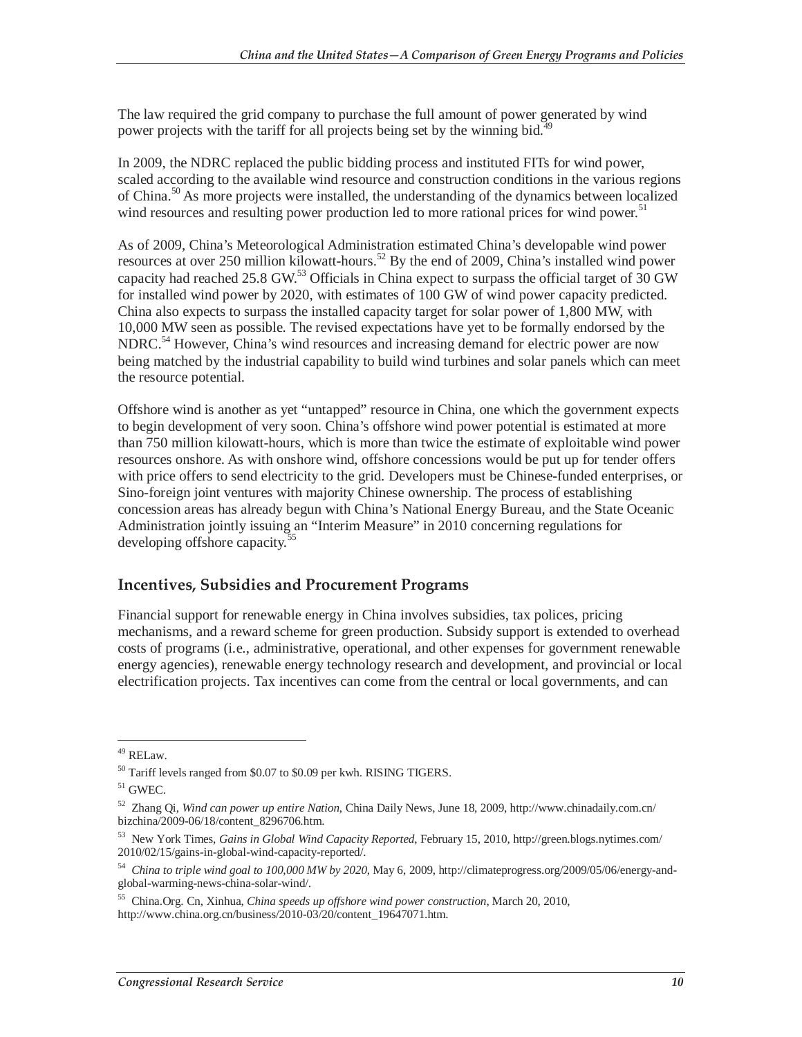The law required the grid company to purchase the full amount of power generated by wind power projects with the tariff for all projects being set by the winning bid.[49]

In 2009, the NDRC replaced the public bidding process and instituted FITs for wind power, scaled according to the available wind resource and construction conditions in the various regions of China.[50] As more projects were installed, the understanding of the dynamics between localized wind resources and resulting power production led to more rational prices for wind power.[51]

As of 2009, China's Meteorological Administration estimated China's developable wind power resources at over 250 million kilowatt-hours.[52] By the end of 2009, China's installed wind power capacity had reached 25.8 GW.[53] Officials in China expect to surpass the official target of 30 GW for installed wind power by 2020, with estimates of 100 GW of wind power capacity predicted. China also expects to surpass the installed capacity target for solar power of 1,800 MW, with 10,000 MW seen as possible. The revised expectations have yet to be formally endorsed by the NDRC.[54] However, China's wind resources and increasing demand for electric power are now being matched by the industrial capability to build wind turbines and solar panels which can meet the resource potential.

Offshore wind is another as yet "untapped" resource in China, one which the government expects to begin development of very soon. China's offshore wind power potential is estimated at more than 750 million kilowatt-hours, which is more than twice the estimate of exploitable wind power resources onshore. As with onshore wind, offshore concessions would be put up for tender offers with price offers to send electricity to the grid. Developers must be Chinese-funded enterprises, or Sino-foreign joint ventures with majority Chinese ownership. The process of establishing concession areas has already begun with China's National Energy Bureau, and the State Oceanic Administration jointly issuing an "Interim Measure" in 2010 concerning regulations for developing offshore capacity.[55]

## Incentives, Subsidies and Procurement Programs

Financial support for renewable energy in China involves subsidies, tax polices, pricing mechanisms, and a reward scheme for green production. Subsidy support is extended to overhead costs of programs (i.e., administrative, operational, and other expenses for government renewable energy agencies), renewable energy technology research and development, and provincial or local electrification projects. Tax incentives can come from the central or local governments, and can

---

[49] RELaw.

[50] Tariff levels ranged from $0.07 to $0.09 per kwh. RISING TIGERS.

[51] GWEC.

[52] Zhang Qi, *Wind can power up entire Nation*, China Daily News, June 18, 2009, http://www.chinadaily.com.cn/bizchina/2009-06/18/content_8296706.htm.

[53] New York Times, *Gains in Global Wind Capacity Reported*, February 15, 2010, http://green.blogs.nytimes.com/2010/02/15/gains-in-global-wind-capacity-reported/.

[54] *China to triple wind goal to 100,000 MW by 2020*, May 6, 2009, http://climateprogress.org/2009/05/06/energy-and-global-warming-news-china-solar-wind/.

[55] China.Org. Cn, Xinhua, *China speeds up offshore wind power construction*, March 20, 2010, http://www.china.org.cn/business/2010-03/20/content_19647071.htm.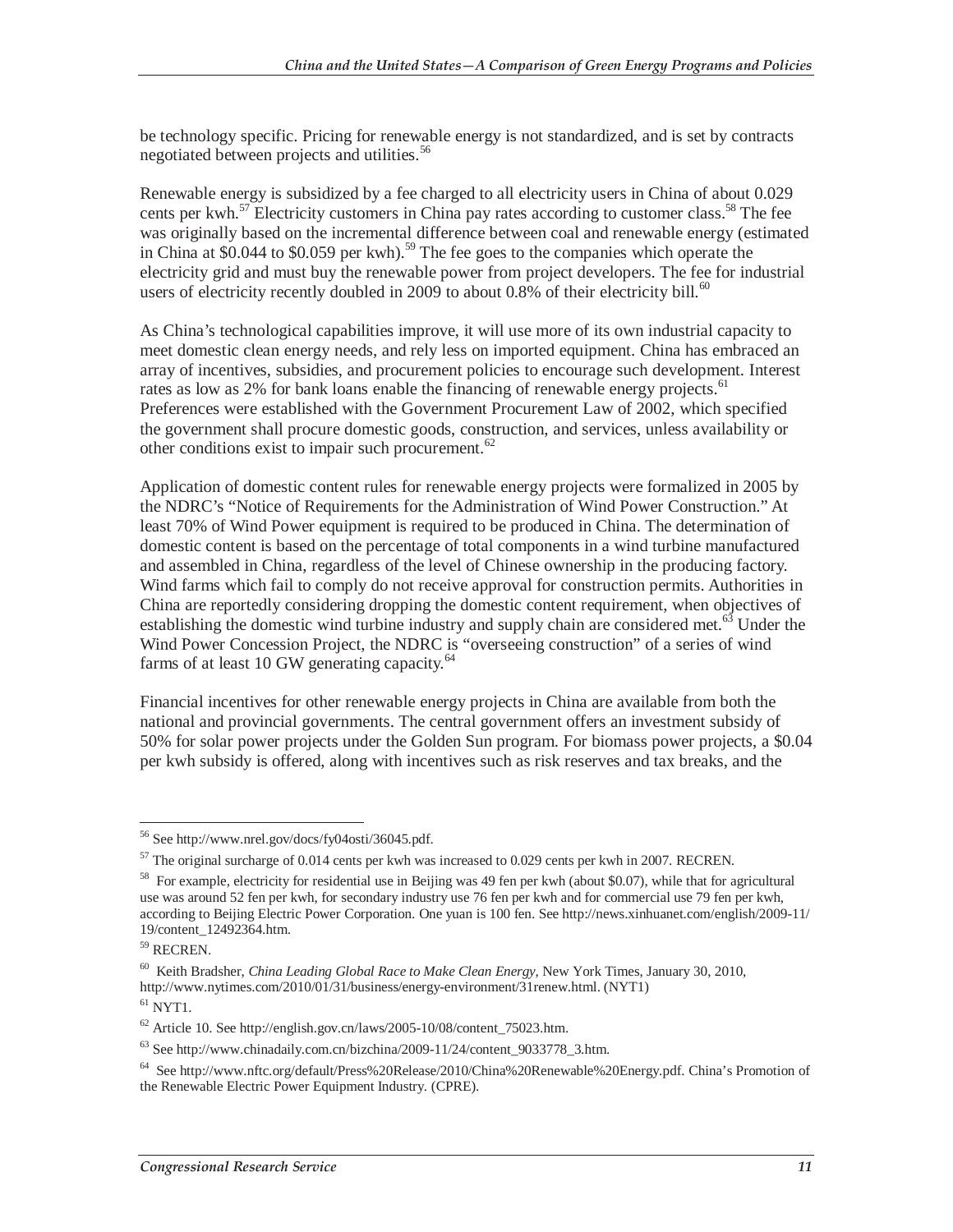be technology specific. Pricing for renewable energy is not standardized, and is set by contracts negotiated between projects and utilities.[56]

Renewable energy is subsidized by a fee charged to all electricity users in China of about 0.029 cents per kwh.[57] Electricity customers in China pay rates according to customer class.[58] The fee was originally based on the incremental difference between coal and renewable energy (estimated in China at $0.044 to $0.059 per kwh).[59] The fee goes to the companies which operate the electricity grid and must buy the renewable power from project developers. The fee for industrial users of electricity recently doubled in 2009 to about 0.8% of their electricity bill.[60]

As China's technological capabilities improve, it will use more of its own industrial capacity to meet domestic clean energy needs, and rely less on imported equipment. China has embraced an array of incentives, subsidies, and procurement policies to encourage such development. Interest rates as low as 2% for bank loans enable the financing of renewable energy projects.[61] Preferences were established with the Government Procurement Law of 2002, which specified the government shall procure domestic goods, construction, and services, unless availability or other conditions exist to impair such procurement.[62]

Application of domestic content rules for renewable energy projects were formalized in 2005 by the NDRC's "Notice of Requirements for the Administration of Wind Power Construction." At least 70% of Wind Power equipment is required to be produced in China. The determination of domestic content is based on the percentage of total components in a wind turbine manufactured and assembled in China, regardless of the level of Chinese ownership in the producing factory. Wind farms which fail to comply do not receive approval for construction permits. Authorities in China are reportedly considering dropping the domestic content requirement, when objectives of establishing the domestic wind turbine industry and supply chain are considered met.[63] Under the Wind Power Concession Project, the NDRC is "overseeing construction" of a series of wind farms of at least 10 GW generating capacity.[64]

Financial incentives for other renewable energy projects in China are available from both the national and provincial governments. The central government offers an investment subsidy of 50% for solar power projects under the Golden Sun program. For biomass power projects, a $0.04 per kwh subsidy is offered, along with incentives such as risk reserves and tax breaks, and the

---

[56] See http://www.nrel.gov/docs/fy04osti/36045.pdf.

[57] The original surcharge of 0.014 cents per kwh was increased to 0.029 cents per kwh in 2007. RECREN.

[58] For example, electricity for residential use in Beijing was 49 fen per kwh (about $0.07), while that for agricultural use was around 52 fen per kwh, for secondary industry use 76 fen per kwh and for commercial use 79 fen per kwh, according to Beijing Electric Power Corporation. One yuan is 100 fen. See http://news.xinhuanet.com/english/2009-11/19/content_12492364.htm.

[59] RECREN.

[60] Keith Bradsher, *China Leading Global Race to Make Clean Energy*, New York Times, January 30, 2010, http://www.nytimes.com/2010/01/31/business/energy-environment/31renew.html. (NYT1)

[61] NYT1.

[62] Article 10. See http://english.gov.cn/laws/2005-10/08/content_75023.htm.

[63] See http://www.chinadaily.com.cn/bizchina/2009-11/24/content_9033778_3.htm.

[64] See http://www.nftc.org/default/Press%20Release/2010/China%20Renewable%20Energy.pdf. China's Promotion of the Renewable Electric Power Equipment Industry. (CPRE).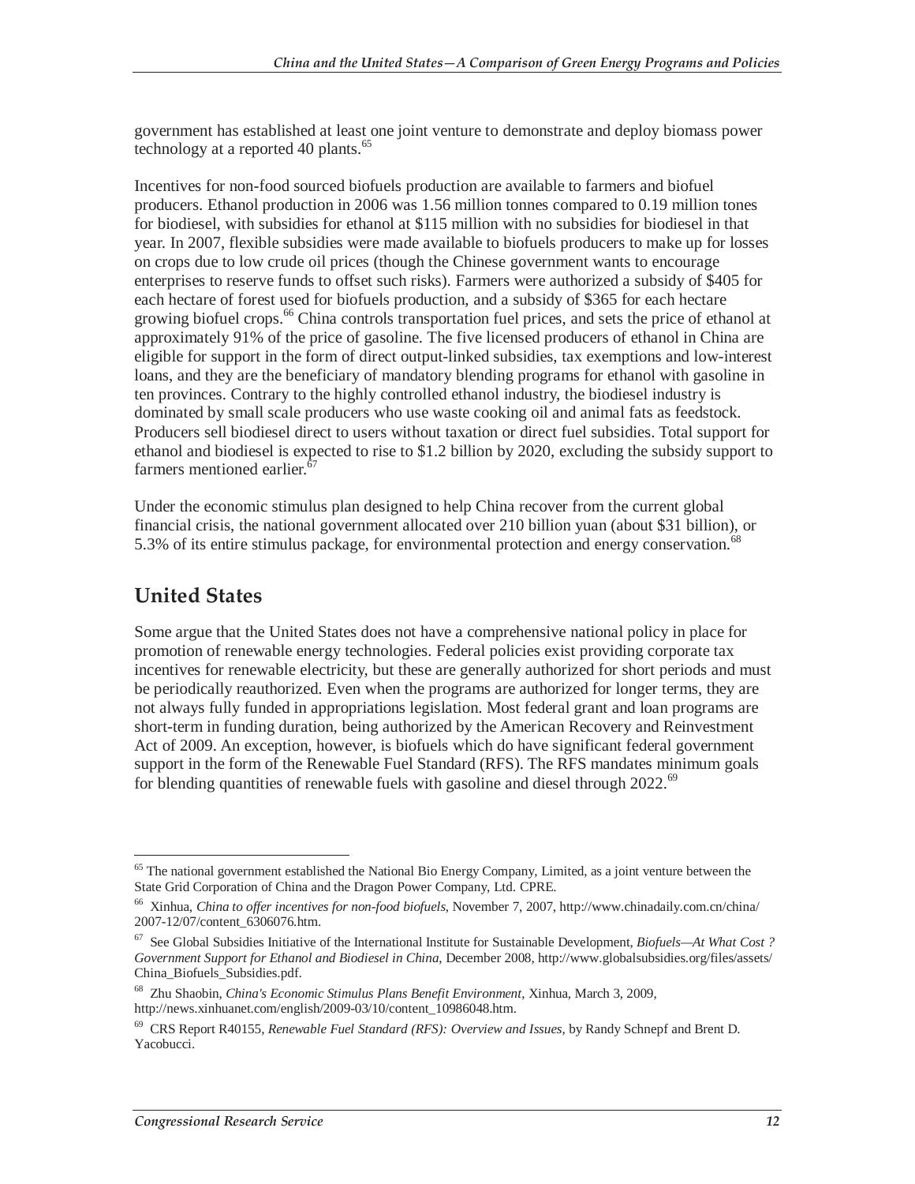government has established at least one joint venture to demonstrate and deploy biomass power technology at a reported 40 plants.[65]

Incentives for non-food sourced biofuels production are available to farmers and biofuel producers. Ethanol production in 2006 was 1.56 million tonnes compared to 0.19 million tones for biodiesel, with subsidies for ethanol at $115 million with no subsidies for biodiesel in that year. In 2007, flexible subsidies were made available to biofuels producers to make up for losses on crops due to low crude oil prices (though the Chinese government wants to encourage enterprises to reserve funds to offset such risks). Farmers were authorized a subsidy of $405 for each hectare of forest used for biofuels production, and a subsidy of $365 for each hectare growing biofuel crops.[66] China controls transportation fuel prices, and sets the price of ethanol at approximately 91% of the price of gasoline. The five licensed producers of ethanol in China are eligible for support in the form of direct output-linked subsidies, tax exemptions and low-interest loans, and they are the beneficiary of mandatory blending programs for ethanol with gasoline in ten provinces. Contrary to the highly controlled ethanol industry, the biodiesel industry is dominated by small scale producers who use waste cooking oil and animal fats as feedstock. Producers sell biodiesel direct to users without taxation or direct fuel subsidies. Total support for ethanol and biodiesel is expected to rise to $1.2 billion by 2020, excluding the subsidy support to farmers mentioned earlier.[67]

Under the economic stimulus plan designed to help China recover from the current global financial crisis, the national government allocated over 210 billion yuan (about $31 billion), or 5.3% of its entire stimulus package, for environmental protection and energy conservation.[68]

## United States

Some argue that the United States does not have a comprehensive national policy in place for promotion of renewable energy technologies. Federal policies exist providing corporate tax incentives for renewable electricity, but these are generally authorized for short periods and must be periodically reauthorized. Even when the programs are authorized for longer terms, they are not always fully funded in appropriations legislation. Most federal grant and loan programs are short-term in funding duration, being authorized by the American Recovery and Reinvestment Act of 2009. An exception, however, is biofuels which do have significant federal government support in the form of the Renewable Fuel Standard (RFS). The RFS mandates minimum goals for blending quantities of renewable fuels with gasoline and diesel through 2022.[69]

---

[65] The national government established the National Bio Energy Company, Limited, as a joint venture between the State Grid Corporation of China and the Dragon Power Company, Ltd. CPRE.

[66] Xinhua, *China to offer incentives for non-food biofuels*, November 7, 2007, http://www.chinadaily.com.cn/china/2007-12/07/content_6306076.htm.

[67] See Global Subsidies Initiative of the International Institute for Sustainable Development, *Biofuels—At What Cost ? Government Support for Ethanol and Biodiesel in China*, December 2008, http://www.globalsubsidies.org/files/assets/China_Biofuels_Subsidies.pdf.

[68] Zhu Shaobin, *China's Economic Stimulus Plans Benefit Environment*, Xinhua, March 3, 2009, http://news.xinhuanet.com/english/2009-03/10/content_10986048.htm.

[69] CRS Report R40155, *Renewable Fuel Standard (RFS): Overview and Issues*, by Randy Schnepf and Brent D. Yacobucci.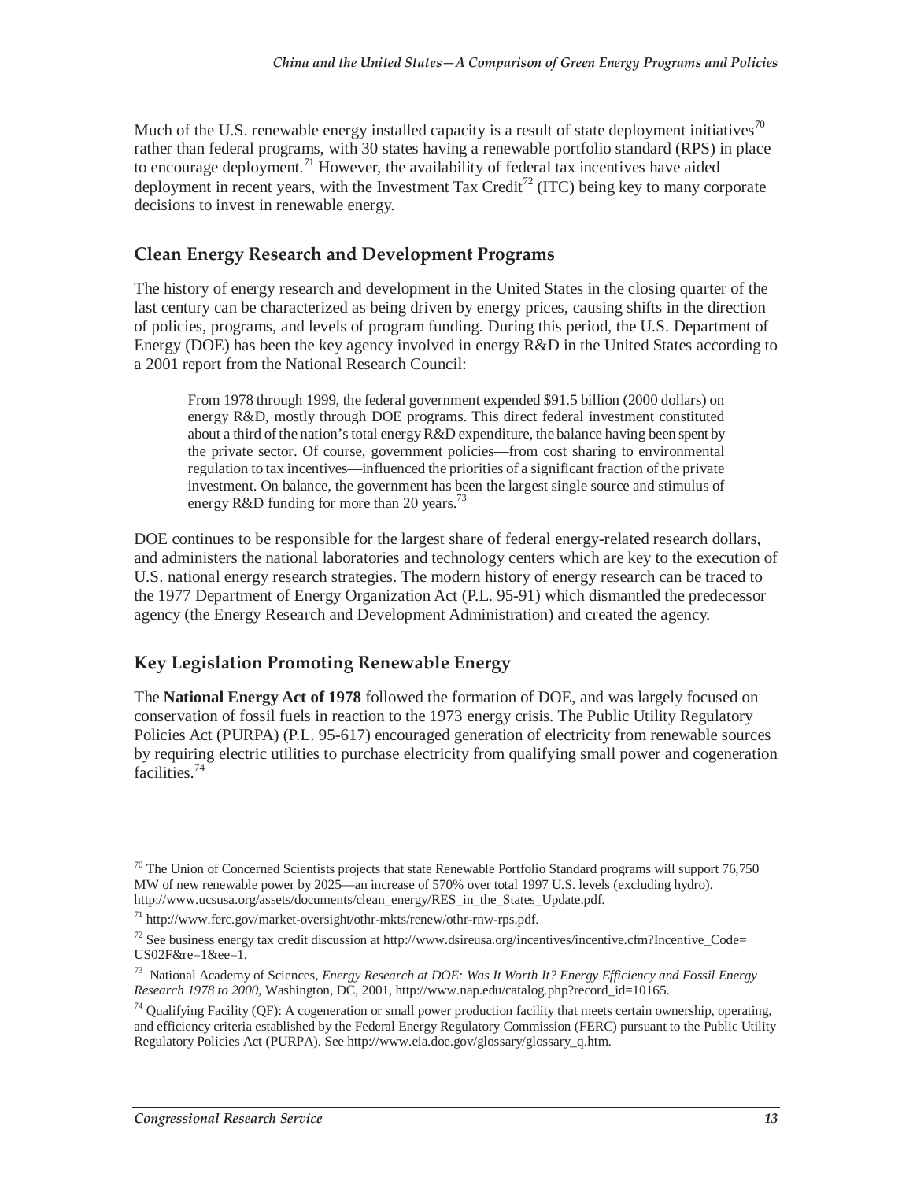Much of the U.S. renewable energy installed capacity is a result of state deployment initiatives[70] rather than federal programs, with 30 states having a renewable portfolio standard (RPS) in place to encourage deployment.[71] However, the availability of federal tax incentives have aided deployment in recent years, with the Investment Tax Credit[72] (ITC) being key to many corporate decisions to invest in renewable energy.

## Clean Energy Research and Development Programs

The history of energy research and development in the United States in the closing quarter of the last century can be characterized as being driven by energy prices, causing shifts in the direction of policies, programs, and levels of program funding. During this period, the U.S. Department of Energy (DOE) has been the key agency involved in energy R&D in the United States according to a 2001 report from the National Research Council:

> From 1978 through 1999, the federal government expended $91.5 billion (2000 dollars) on energy R&D, mostly through DOE programs. This direct federal investment constituted about a third of the nation's total energy R&D expenditure, the balance having been spent by the private sector. Of course, government policies—from cost sharing to environmental regulation to tax incentives—influenced the priorities of a significant fraction of the private investment. On balance, the government has been the largest single source and stimulus of energy R&D funding for more than 20 years.[73]

DOE continues to be responsible for the largest share of federal energy-related research dollars, and administers the national laboratories and technology centers which are key to the execution of U.S. national energy research strategies. The modern history of energy research can be traced to the 1977 Department of Energy Organization Act (P.L. 95-91) which dismantled the predecessor agency (the Energy Research and Development Administration) and created the agency.

## Key Legislation Promoting Renewable Energy

The **National Energy Act of 1978** followed the formation of DOE, and was largely focused on conservation of fossil fuels in reaction to the 1973 energy crisis. The Public Utility Regulatory Policies Act (PURPA) (P.L. 95-617) encouraged generation of electricity from renewable sources by requiring electric utilities to purchase electricity from qualifying small power and cogeneration facilities.[74]

---

[70] The Union of Concerned Scientists projects that state Renewable Portfolio Standard programs will support 76,750 MW of new renewable power by 2025—an increase of 570% over total 1997 U.S. levels (excluding hydro). http://www.ucsusa.org/assets/documents/clean_energy/RES_in_the_States_Update.pdf.

[71] http://www.ferc.gov/market-oversight/othr-mkts/renew/othr-rnw-rps.pdf.

[72] See business energy tax credit discussion at http://www.dsireusa.org/incentives/incentive.cfm?Incentive_Code=US02F&re=1&ee=1.

[73] National Academy of Sciences, *Energy Research at DOE: Was It Worth It? Energy Efficiency and Fossil Energy Research 1978 to 2000*, Washington, DC, 2001, http://www.nap.edu/catalog.php?record_id=10165.

[74] Qualifying Facility (QF): A cogeneration or small power production facility that meets certain ownership, operating, and efficiency criteria established by the Federal Energy Regulatory Commission (FERC) pursuant to the Public Utility Regulatory Policies Act (PURPA). See http://www.eia.doe.gov/glossary/glossary_q.htm.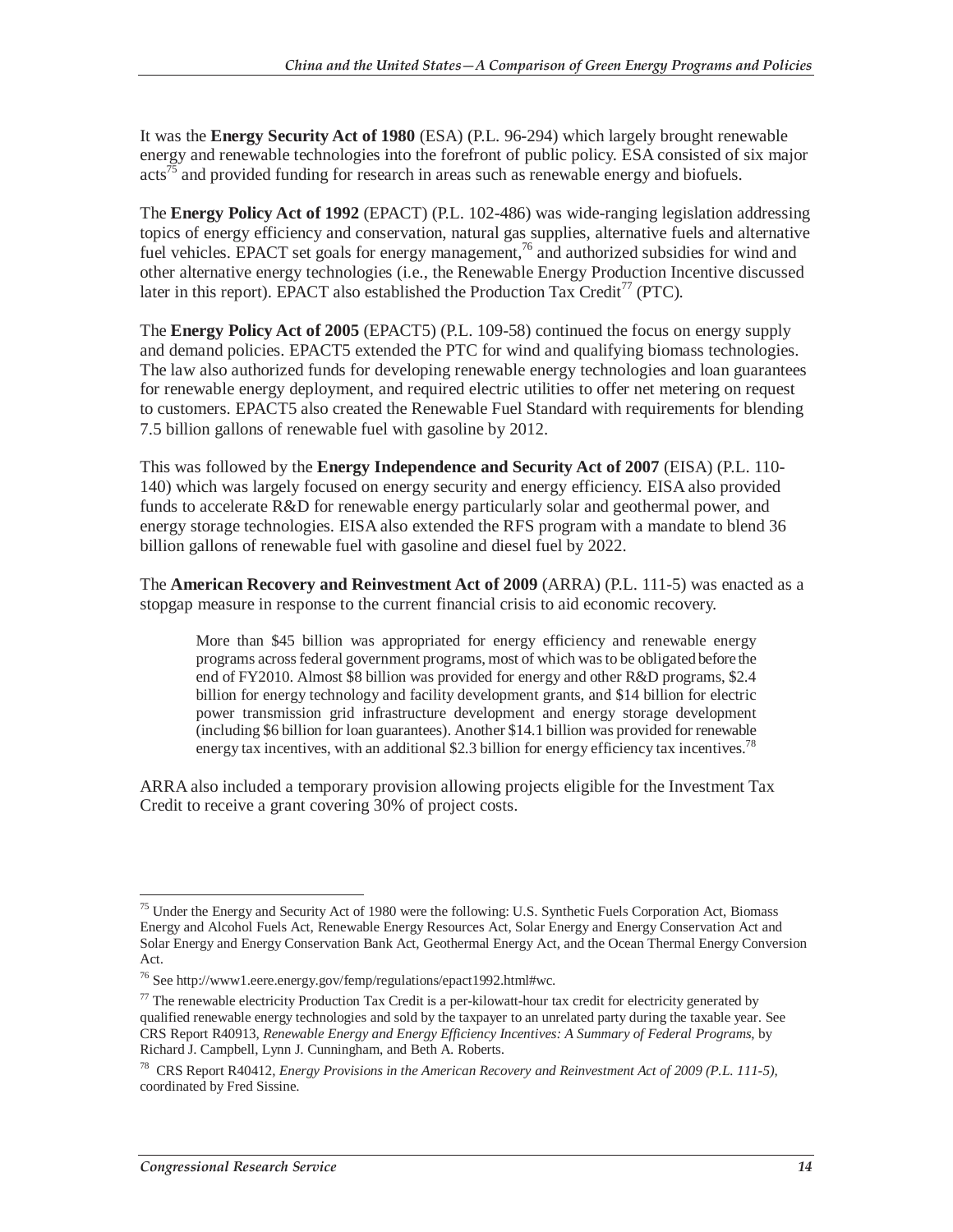It was the **Energy Security Act of 1980** (ESA) (P.L. 96-294) which largely brought renewable energy and renewable technologies into the forefront of public policy. ESA consisted of six major acts[75] and provided funding for research in areas such as renewable energy and biofuels.

The **Energy Policy Act of 1992** (EPACT) (P.L. 102-486) was wide-ranging legislation addressing topics of energy efficiency and conservation, natural gas supplies, alternative fuels and alternative fuel vehicles. EPACT set goals for energy management,[76] and authorized subsidies for wind and other alternative energy technologies (i.e., the Renewable Energy Production Incentive discussed later in this report). EPACT also established the Production Tax Credit[77] (PTC).

The **Energy Policy Act of 2005** (EPACT5) (P.L. 109-58) continued the focus on energy supply and demand policies. EPACT5 extended the PTC for wind and qualifying biomass technologies. The law also authorized funds for developing renewable energy technologies and loan guarantees for renewable energy deployment, and required electric utilities to offer net metering on request to customers. EPACT5 also created the Renewable Fuel Standard with requirements for blending 7.5 billion gallons of renewable fuel with gasoline by 2012.

This was followed by the **Energy Independence and Security Act of 2007** (EISA) (P.L. 110-140) which was largely focused on energy security and energy efficiency. EISA also provided funds to accelerate R&D for renewable energy particularly solar and geothermal power, and energy storage technologies. EISA also extended the RFS program with a mandate to blend 36 billion gallons of renewable fuel with gasoline and diesel fuel by 2022.

The **American Recovery and Reinvestment Act of 2009** (ARRA) (P.L. 111-5) was enacted as a stopgap measure in response to the current financial crisis to aid economic recovery.

> More than $45 billion was appropriated for energy efficiency and renewable energy programs across federal government programs, most of which was to be obligated before the end of FY2010. Almost $8 billion was provided for energy and other R&D programs, $2.4 billion for energy technology and facility development grants, and $14 billion for electric power transmission grid infrastructure development and energy storage development (including $6 billion for loan guarantees). Another $14.1 billion was provided for renewable energy tax incentives, with an additional $2.3 billion for energy efficiency tax incentives.[78]

ARRA also included a temporary provision allowing projects eligible for the Investment Tax Credit to receive a grant covering 30% of project costs.

---

[75] Under the Energy and Security Act of 1980 were the following: U.S. Synthetic Fuels Corporation Act, Biomass Energy and Alcohol Fuels Act, Renewable Energy Resources Act, Solar Energy and Energy Conservation Act and Solar Energy and Energy Conservation Bank Act, Geothermal Energy Act, and the Ocean Thermal Energy Conversion Act.

[76] See http://www1.eere.energy.gov/femp/regulations/epact1992.html#wc.

[77] The renewable electricity Production Tax Credit is a per-kilowatt-hour tax credit for electricity generated by qualified renewable energy technologies and sold by the taxpayer to an unrelated party during the taxable year. See CRS Report R40913, *Renewable Energy and Energy Efficiency Incentives: A Summary of Federal Programs*, by Richard J. Campbell, Lynn J. Cunningham, and Beth A. Roberts.

[78] CRS Report R40412, *Energy Provisions in the American Recovery and Reinvestment Act of 2009 (P.L. 111-5)*, coordinated by Fred Sissine.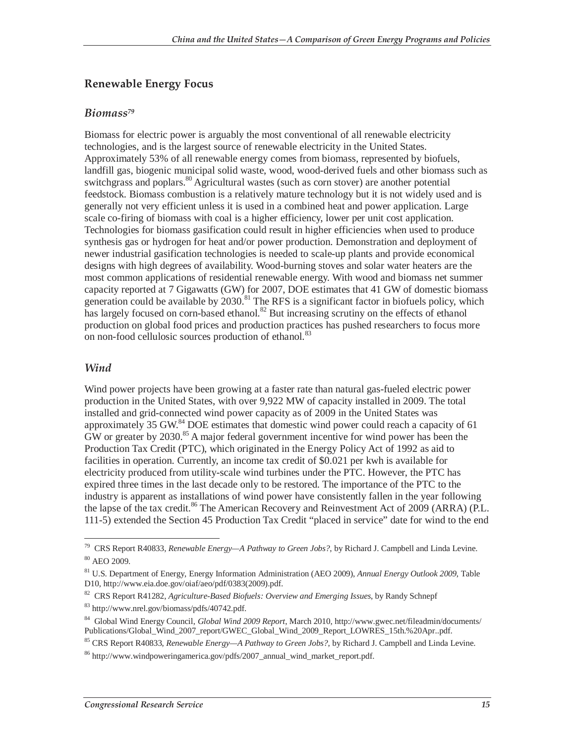## Renewable Energy Focus

### *Biomass*[79]

Biomass for electric power is arguably the most conventional of all renewable electricity technologies, and is the largest source of renewable electricity in the United States. Approximately 53% of all renewable energy comes from biomass, represented by biofuels, landfill gas, biogenic municipal solid waste, wood, wood-derived fuels and other biomass such as switchgrass and poplars.[80] Agricultural wastes (such as corn stover) are another potential feedstock. Biomass combustion is a relatively mature technology but it is not widely used and is generally not very efficient unless it is used in a combined heat and power application. Large scale co-firing of biomass with coal is a higher efficiency, lower per unit cost application. Technologies for biomass gasification could result in higher efficiencies when used to produce synthesis gas or hydrogen for heat and/or power production. Demonstration and deployment of newer industrial gasification technologies is needed to scale-up plants and provide economical designs with high degrees of availability. Wood-burning stoves and solar water heaters are the most common applications of residential renewable energy. With wood and biomass net summer capacity reported at 7 Gigawatts (GW) for 2007, DOE estimates that 41 GW of domestic biomass generation could be available by 2030.[81] The RFS is a significant factor in biofuels policy, which has largely focused on corn-based ethanol.[82] But increasing scrutiny on the effects of ethanol production on global food prices and production practices has pushed researchers to focus more on non-food cellulosic sources production of ethanol.[83]

### *Wind*

Wind power projects have been growing at a faster rate than natural gas-fueled electric power production in the United States, with over 9,922 MW of capacity installed in 2009. The total installed and grid-connected wind power capacity as of 2009 in the United States was approximately 35 GW.[84] DOE estimates that domestic wind power could reach a capacity of 61 GW or greater by 2030.[85] A major federal government incentive for wind power has been the Production Tax Credit (PTC), which originated in the Energy Policy Act of 1992 as aid to facilities in operation. Currently, an income tax credit of $0.021 per kwh is available for electricity produced from utility-scale wind turbines under the PTC. However, the PTC has expired three times in the last decade only to be restored. The importance of the PTC to the industry is apparent as installations of wind power have consistently fallen in the year following the lapse of the tax credit.[86] The American Recovery and Reinvestment Act of 2009 (ARRA) (P.L. 111-5) extended the Section 45 Production Tax Credit "placed in service" date for wind to the end

---

[79] CRS Report R40833, *Renewable Energy—A Pathway to Green Jobs?*, by Richard J. Campbell and Linda Levine.

[80] AEO 2009.

[81] U.S. Department of Energy, Energy Information Administration (AEO 2009), *Annual Energy Outlook 2009*, Table D10, http://www.eia.doe.gov/oiaf/aeo/pdf/0383(2009).pdf.

[82] CRS Report R41282, *Agriculture-Based Biofuels: Overview and Emerging Issues*, by Randy Schnepf

[83] http://www.nrel.gov/biomass/pdfs/40742.pdf.

[84] Global Wind Energy Council, *Global Wind 2009 Report*, March 2010, http://www.gwec.net/fileadmin/documents/Publications/Global_Wind_2007_report/GWEC_Global_Wind_2009_Report_LOWRES_15th.%20Apr..pdf.

[85] CRS Report R40833, *Renewable Energy—A Pathway to Green Jobs?*, by Richard J. Campbell and Linda Levine.

[86] http://www.windpoweringamerica.gov/pdfs/2007_annual_wind_market_report.pdf.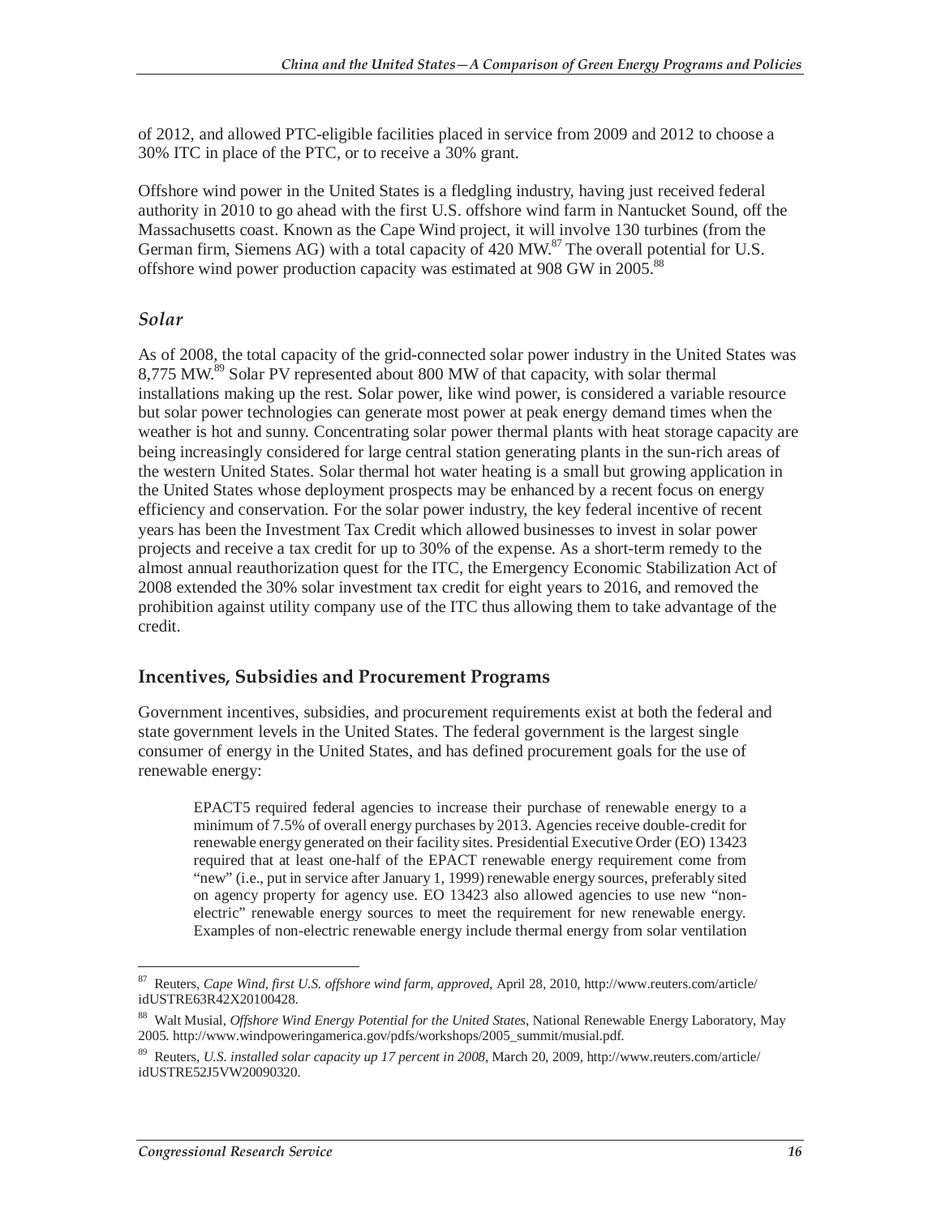of 2012, and allowed PTC-eligible facilities placed in service from 2009 and 2012 to choose a 30% ITC in place of the PTC, or to receive a 30% grant.

Offshore wind power in the United States is a fledgling industry, having just received federal authority in 2010 to go ahead with the first U.S. offshore wind farm in Nantucket Sound, off the Massachusetts coast. Known as the Cape Wind project, it will involve 130 turbines (from the German firm, Siemens AG) with a total capacity of 420 MW.[87] The overall potential for U.S. offshore wind power production capacity was estimated at 908 GW in 2005.[88]

### *Solar*

As of 2008, the total capacity of the grid-connected solar power industry in the United States was 8,775 MW.[89] Solar PV represented about 800 MW of that capacity, with solar thermal installations making up the rest. Solar power, like wind power, is considered a variable resource but solar power technologies can generate most power at peak energy demand times when the weather is hot and sunny. Concentrating solar power thermal plants with heat storage capacity are being increasingly considered for large central station generating plants in the sun-rich areas of the western United States. Solar thermal hot water heating is a small but growing application in the United States whose deployment prospects may be enhanced by a recent focus on energy efficiency and conservation. For the solar power industry, the key federal incentive of recent years has been the Investment Tax Credit which allowed businesses to invest in solar power projects and receive a tax credit for up to 30% of the expense. As a short-term remedy to the almost annual reauthorization quest for the ITC, the Emergency Economic Stabilization Act of 2008 extended the 30% solar investment tax credit for eight years to 2016, and removed the prohibition against utility company use of the ITC thus allowing them to take advantage of the credit.

## Incentives, Subsidies and Procurement Programs

Government incentives, subsidies, and procurement requirements exist at both the federal and state government levels in the United States. The federal government is the largest single consumer of energy in the United States, and has defined procurement goals for the use of renewable energy:

> EPACT5 required federal agencies to increase their purchase of renewable energy to a minimum of 7.5% of overall energy purchases by 2013. Agencies receive double-credit for renewable energy generated on their facility sites. Presidential Executive Order (EO) 13423 required that at least one-half of the EPACT renewable energy requirement come from "new" (i.e., put in service after January 1, 1999) renewable energy sources, preferably sited on agency property for agency use. EO 13423 also allowed agencies to use new "non-electric" renewable energy sources to meet the requirement for new renewable energy. Examples of non-electric renewable energy include thermal energy from solar ventilation

---

[87] Reuters, *Cape Wind, first U.S. offshore wind farm, approved*, April 28, 2010, http://www.reuters.com/article/idUSTRE63R42X20100428.

[88] Walt Musial, *Offshore Wind Energy Potential for the United States*, National Renewable Energy Laboratory, May 2005. http://www.windpoweringamerica.gov/pdfs/workshops/2005_summit/musial.pdf.

[89] Reuters, *U.S. installed solar capacity up 17 percent in 2008*, March 20, 2009, http://www.reuters.com/article/idUSTRE52J5VW20090320.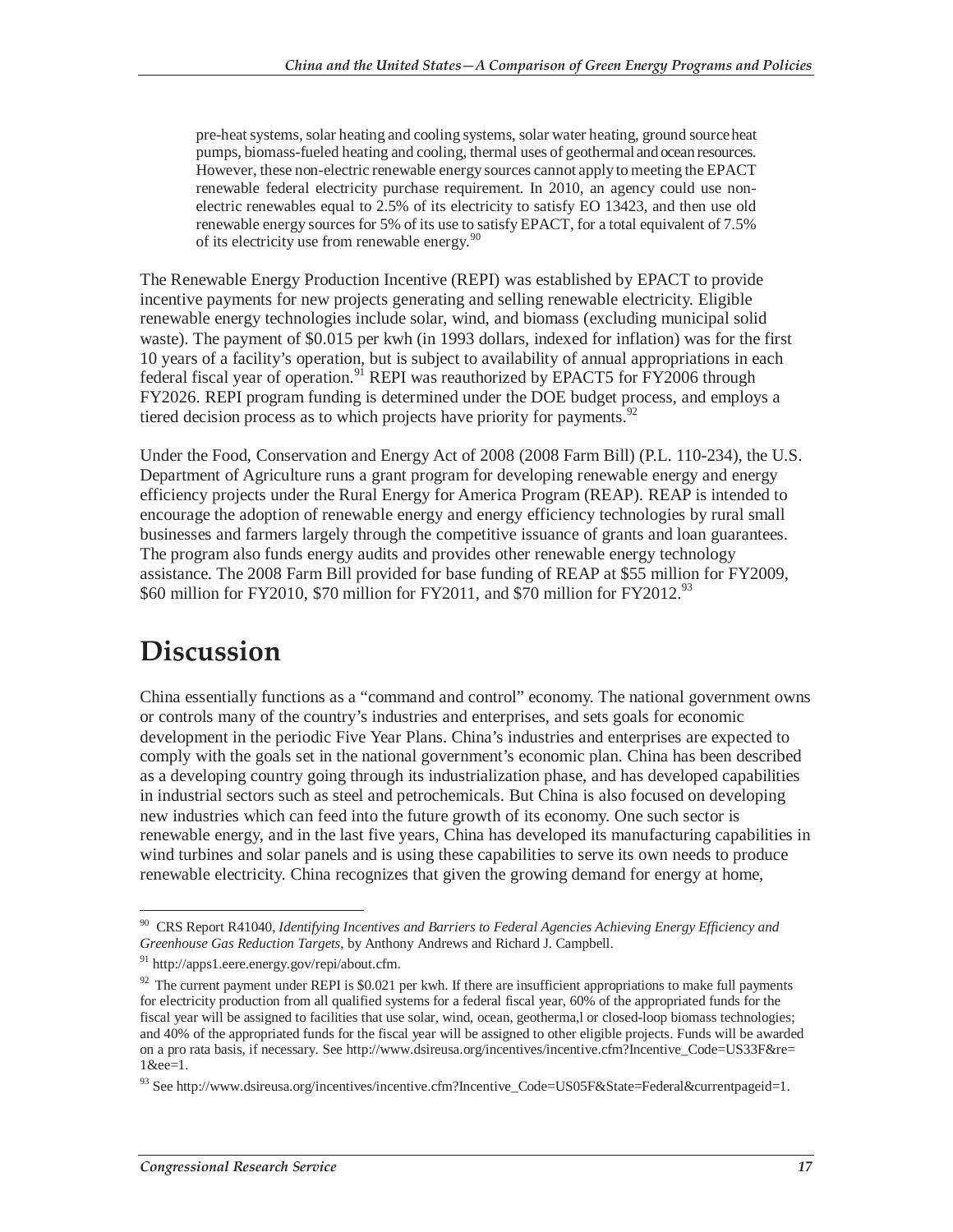pre-heat systems, solar heating and cooling systems, solar water heating, ground source heat pumps, biomass-fueled heating and cooling, thermal uses of geothermal and ocean resources. However, these non-electric renewable energy sources cannot apply to meeting the EPACT renewable federal electricity purchase requirement. In 2010, an agency could use non-electric renewables equal to 2.5% of its electricity to satisfy EO 13423, and then use old renewable energy sources for 5% of its use to satisfy EPACT, for a total equivalent of 7.5% of its electricity use from renewable energy.[90]

The Renewable Energy Production Incentive (REPI) was established by EPACT to provide incentive payments for new projects generating and selling renewable electricity. Eligible renewable energy technologies include solar, wind, and biomass (excluding municipal solid waste). The payment of $0.015 per kwh (in 1993 dollars, indexed for inflation) was for the first 10 years of a facility's operation, but is subject to availability of annual appropriations in each federal fiscal year of operation.[91] REPI was reauthorized by EPACT5 for FY2006 through FY2026. REPI program funding is determined under the DOE budget process, and employs a tiered decision process as to which projects have priority for payments.[92]

Under the Food, Conservation and Energy Act of 2008 (2008 Farm Bill) (P.L. 110-234), the U.S. Department of Agriculture runs a grant program for developing renewable energy and energy efficiency projects under the Rural Energy for America Program (REAP). REAP is intended to encourage the adoption of renewable energy and energy efficiency technologies by rural small businesses and farmers largely through the competitive issuance of grants and loan guarantees. The program also funds energy audits and provides other renewable energy technology assistance. The 2008 Farm Bill provided for base funding of REAP at $55 million for FY2009, $60 million for FY2010, $70 million for FY2011, and $70 million for FY2012.[93]

# Discussion

China essentially functions as a "command and control" economy. The national government owns or controls many of the country's industries and enterprises, and sets goals for economic development in the periodic Five Year Plans. China's industries and enterprises are expected to comply with the goals set in the national government's economic plan. China has been described as a developing country going through its industrialization phase, and has developed capabilities in industrial sectors such as steel and petrochemicals. But China is also focused on developing new industries which can feed into the future growth of its economy. One such sector is renewable energy, and in the last five years, China has developed its manufacturing capabilities in wind turbines and solar panels and is using these capabilities to serve its own needs to produce renewable electricity. China recognizes that given the growing demand for energy at home,

---

[90] CRS Report R41040, *Identifying Incentives and Barriers to Federal Agencies Achieving Energy Efficiency and Greenhouse Gas Reduction Targets*, by Anthony Andrews and Richard J. Campbell.

[91] http://apps1.eere.energy.gov/repi/about.cfm.

[92] The current payment under REPI is $0.021 per kwh. If there are insufficient appropriations to make full payments for electricity production from all qualified systems for a federal fiscal year, 60% of the appropriated funds for the fiscal year will be assigned to facilities that use solar, wind, ocean, geotherma,l or closed-loop biomass technologies; and 40% of the appropriated funds for the fiscal year will be assigned to other eligible projects. Funds will be awarded on a pro rata basis, if necessary. See http://www.dsireusa.org/incentives/incentive.cfm?Incentive_Code=US33F&re=1&ee=1.

[93] See http://www.dsireusa.org/incentives/incentive.cfm?Incentive_Code=US05F&State=Federal&currentpageid=1.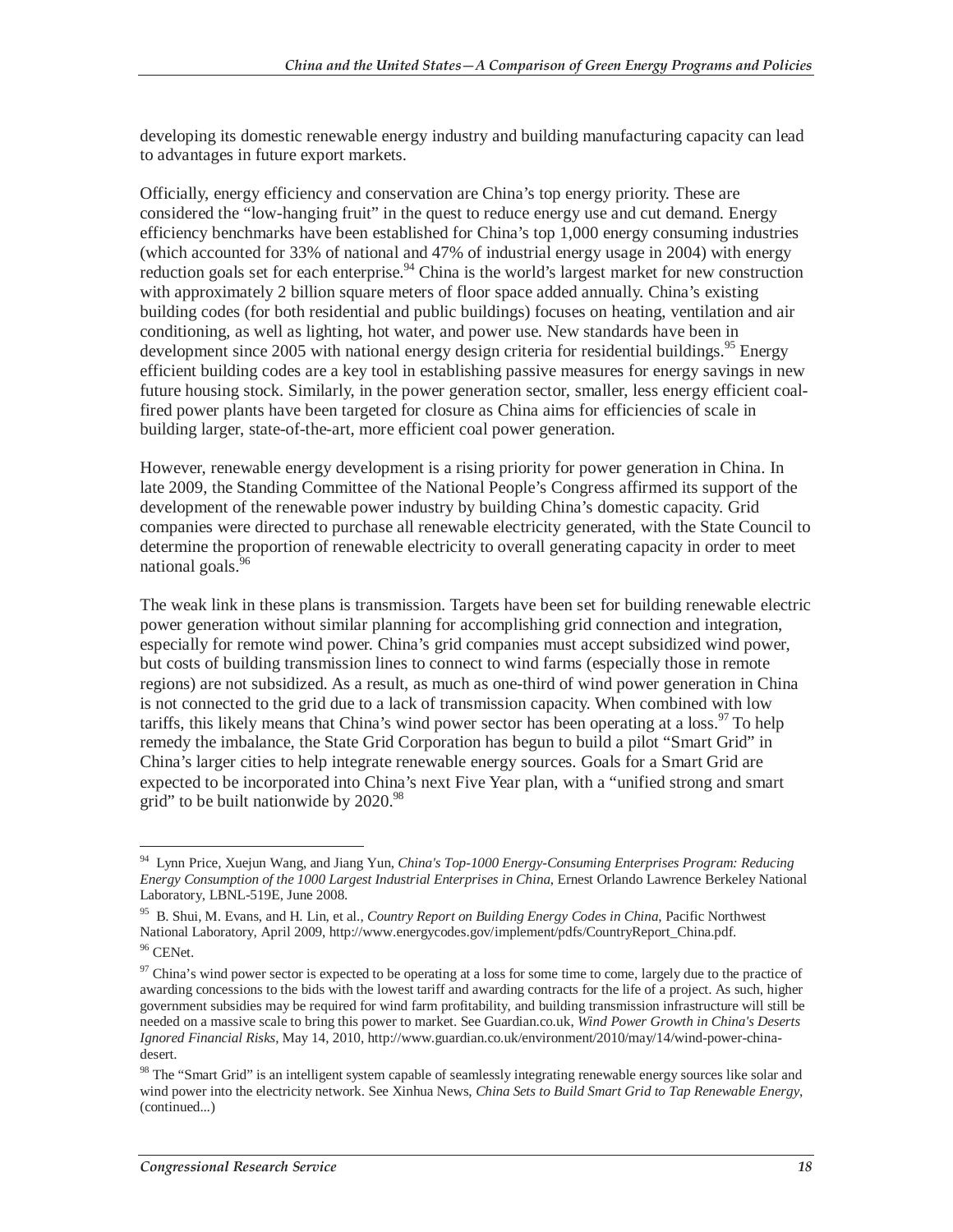developing its domestic renewable energy industry and building manufacturing capacity can lead to advantages in future export markets.

Officially, energy efficiency and conservation are China's top energy priority. These are considered the "low-hanging fruit" in the quest to reduce energy use and cut demand. Energy efficiency benchmarks have been established for China's top 1,000 energy consuming industries (which accounted for 33% of national and 47% of industrial energy usage in 2004) with energy reduction goals set for each enterprise.[94] China is the world's largest market for new construction with approximately 2 billion square meters of floor space added annually. China's existing building codes (for both residential and public buildings) focuses on heating, ventilation and air conditioning, as well as lighting, hot water, and power use. New standards have been in development since 2005 with national energy design criteria for residential buildings.[95] Energy efficient building codes are a key tool in establishing passive measures for energy savings in new future housing stock. Similarly, in the power generation sector, smaller, less energy efficient coal-fired power plants have been targeted for closure as China aims for efficiencies of scale in building larger, state-of-the-art, more efficient coal power generation.

However, renewable energy development is a rising priority for power generation in China. In late 2009, the Standing Committee of the National People's Congress affirmed its support of the development of the renewable power industry by building China's domestic capacity. Grid companies were directed to purchase all renewable electricity generated, with the State Council to determine the proportion of renewable electricity to overall generating capacity in order to meet national goals.[96]

The weak link in these plans is transmission. Targets have been set for building renewable electric power generation without similar planning for accomplishing grid connection and integration, especially for remote wind power. China's grid companies must accept subsidized wind power, but costs of building transmission lines to connect to wind farms (especially those in remote regions) are not subsidized. As a result, as much as one-third of wind power generation in China is not connected to the grid due to a lack of transmission capacity. When combined with low tariffs, this likely means that China's wind power sector has been operating at a loss.[97] To help remedy the imbalance, the State Grid Corporation has begun to build a pilot "Smart Grid" in China's larger cities to help integrate renewable energy sources. Goals for a Smart Grid are expected to be incorporated into China's next Five Year plan, with a "unified strong and smart grid" to be built nationwide by 2020.[98]

---

[94] Lynn Price, Xuejun Wang, and Jiang Yun, *China's Top-1000 Energy-Consuming Enterprises Program: Reducing Energy Consumption of the 1000 Largest Industrial Enterprises in China*, Ernest Orlando Lawrence Berkeley National Laboratory, LBNL-519E, June 2008.

[95] B. Shui, M. Evans, and H. Lin, et al., *Country Report on Building Energy Codes in China*, Pacific Northwest National Laboratory, April 2009, http://www.energycodes.gov/implement/pdfs/CountryReport_China.pdf.

[96] CENet.

[97] China's wind power sector is expected to be operating at a loss for some time to come, largely due to the practice of awarding concessions to the bids with the lowest tariff and awarding contracts for the life of a project. As such, higher government subsidies may be required for wind farm profitability, and building transmission infrastructure will still be needed on a massive scale to bring this power to market. See Guardian.co.uk, *Wind Power Growth in China's Deserts Ignored Financial Risks*, May 14, 2010, http://www.guardian.co.uk/environment/2010/may/14/wind-power-china-desert.

[98] The "Smart Grid" is an intelligent system capable of seamlessly integrating renewable energy sources like solar and wind power into the electricity network. See Xinhua News, *China Sets to Build Smart Grid to Tap Renewable Energy*, (continued...)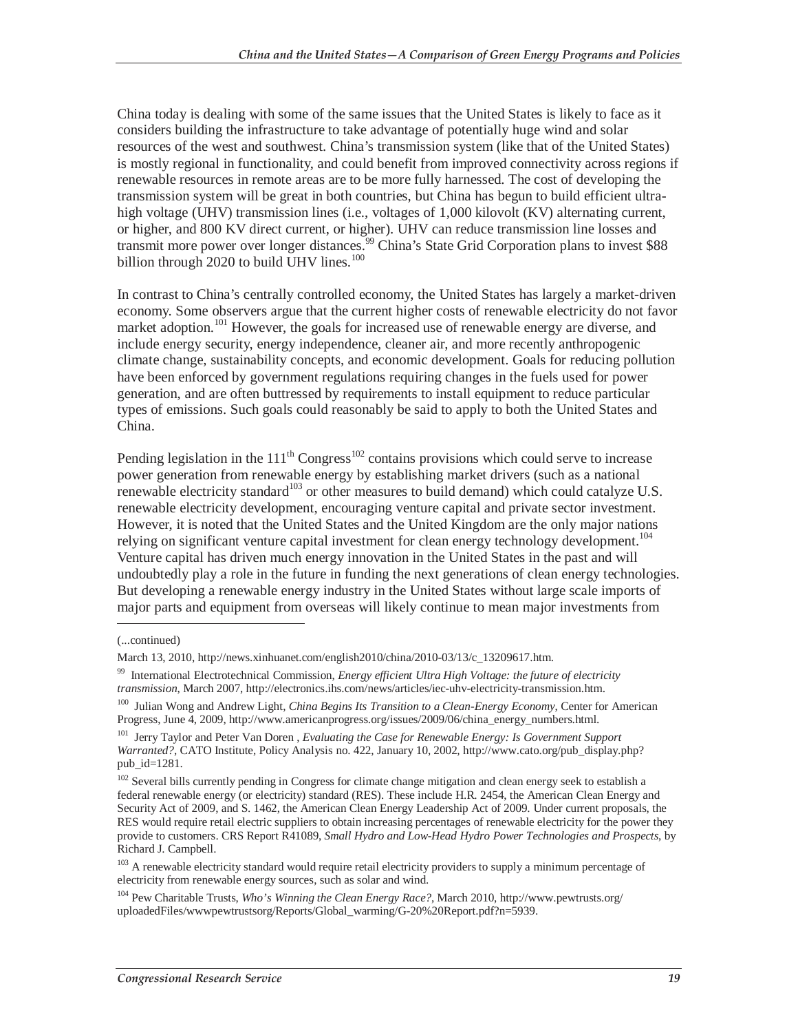China today is dealing with some of the same issues that the United States is likely to face as it considers building the infrastructure to take advantage of potentially huge wind and solar resources of the west and southwest. China's transmission system (like that of the United States) is mostly regional in functionality, and could benefit from improved connectivity across regions if renewable resources in remote areas are to be more fully harnessed. The cost of developing the transmission system will be great in both countries, but China has begun to build efficient ultra-high voltage (UHV) transmission lines (i.e., voltages of 1,000 kilovolt (KV) alternating current, or higher, and 800 KV direct current, or higher). UHV can reduce transmission line losses and transmit more power over longer distances.[99] China's State Grid Corporation plans to invest $88 billion through 2020 to build UHV lines.[100]

In contrast to China's centrally controlled economy, the United States has largely a market-driven economy. Some observers argue that the current higher costs of renewable electricity do not favor market adoption.[101] However, the goals for increased use of renewable energy are diverse, and include energy security, energy independence, cleaner air, and more recently anthropogenic climate change, sustainability concepts, and economic development. Goals for reducing pollution have been enforced by government regulations requiring changes in the fuels used for power generation, and are often buttressed by requirements to install equipment to reduce particular types of emissions. Such goals could reasonably be said to apply to both the United States and China.

Pending legislation in the 111th Congress[102] contains provisions which could serve to increase power generation from renewable energy by establishing market drivers (such as a national renewable electricity standard[103] or other measures to build demand) which could catalyze U.S. renewable electricity development, encouraging venture capital and private sector investment. However, it is noted that the United States and the United Kingdom are the only major nations relying on significant venture capital investment for clean energy technology development.[104] Venture capital has driven much energy innovation in the United States in the past and will undoubtedly play a role in the future in funding the next generations of clean energy technologies. But developing a renewable energy industry in the United States without large scale imports of major parts and equipment from overseas will likely continue to mean major investments from

---

(...continued)

March 13, 2010, http://news.xinhuanet.com/english2010/china/2010-03/13/c_13209617.htm.

[99] International Electrotechnical Commission, *Energy efficient Ultra High Voltage: the future of electricity transmission*, March 2007, http://electronics.ihs.com/news/articles/iec-uhv-electricity-transmission.htm.

[100] Julian Wong and Andrew Light, *China Begins Its Transition to a Clean-Energy Economy*, Center for American Progress, June 4, 2009, http://www.americanprogress.org/issues/2009/06/china_energy_numbers.html.

[101] Jerry Taylor and Peter Van Doren , *Evaluating the Case for Renewable Energy: Is Government Support Warranted?*, CATO Institute, Policy Analysis no. 422, January 10, 2002, http://www.cato.org/pub_display.php?pub_id=1281.

[102] Several bills currently pending in Congress for climate change mitigation and clean energy seek to establish a federal renewable energy (or electricity) standard (RES). These include H.R. 2454, the American Clean Energy and Security Act of 2009, and S. 1462, the American Clean Energy Leadership Act of 2009. Under current proposals, the RES would require retail electric suppliers to obtain increasing percentages of renewable electricity for the power they provide to customers. CRS Report R41089, *Small Hydro and Low-Head Hydro Power Technologies and Prospects*, by Richard J. Campbell.

[103] A renewable electricity standard would require retail electricity providers to supply a minimum percentage of electricity from renewable energy sources, such as solar and wind.

[104] Pew Charitable Trusts, *Who's Winning the Clean Energy Race?*, March 2010, http://www.pewtrusts.org/uploadedFiles/wwwpewtrustsorg/Reports/Global_warming/G-20%20Report.pdf?n=5939.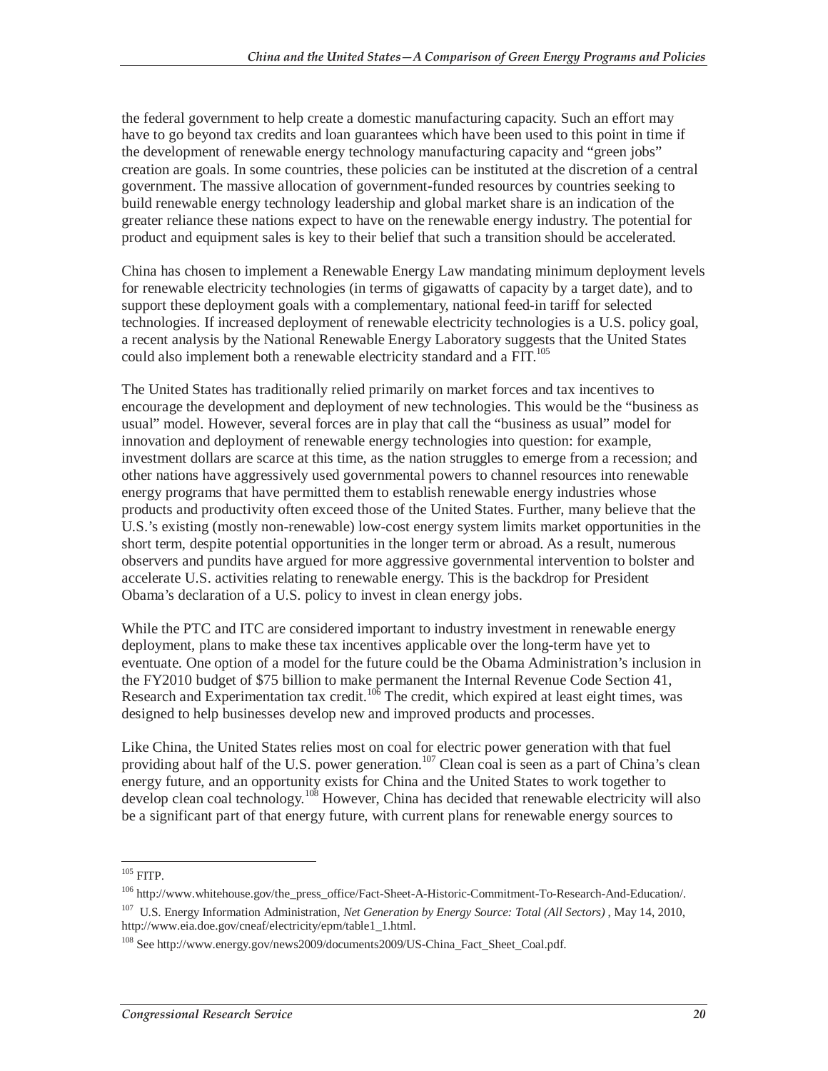the federal government to help create a domestic manufacturing capacity. Such an effort may have to go beyond tax credits and loan guarantees which have been used to this point in time if the development of renewable energy technology manufacturing capacity and "green jobs" creation are goals. In some countries, these policies can be instituted at the discretion of a central government. The massive allocation of government-funded resources by countries seeking to build renewable energy technology leadership and global market share is an indication of the greater reliance these nations expect to have on the renewable energy industry. The potential for product and equipment sales is key to their belief that such a transition should be accelerated.

China has chosen to implement a Renewable Energy Law mandating minimum deployment levels for renewable electricity technologies (in terms of gigawatts of capacity by a target date), and to support these deployment goals with a complementary, national feed-in tariff for selected technologies. If increased deployment of renewable electricity technologies is a U.S. policy goal, a recent analysis by the National Renewable Energy Laboratory suggests that the United States could also implement both a renewable electricity standard and a FIT.[105]

The United States has traditionally relied primarily on market forces and tax incentives to encourage the development and deployment of new technologies. This would be the "business as usual" model. However, several forces are in play that call the "business as usual" model for innovation and deployment of renewable energy technologies into question: for example, investment dollars are scarce at this time, as the nation struggles to emerge from a recession; and other nations have aggressively used governmental powers to channel resources into renewable energy programs that have permitted them to establish renewable energy industries whose products and productivity often exceed those of the United States. Further, many believe that the U.S.'s existing (mostly non-renewable) low-cost energy system limits market opportunities in the short term, despite potential opportunities in the longer term or abroad. As a result, numerous observers and pundits have argued for more aggressive governmental intervention to bolster and accelerate U.S. activities relating to renewable energy. This is the backdrop for President Obama's declaration of a U.S. policy to invest in clean energy jobs.

While the PTC and ITC are considered important to industry investment in renewable energy deployment, plans to make these tax incentives applicable over the long-term have yet to eventuate. One option of a model for the future could be the Obama Administration's inclusion in the FY2010 budget of $75 billion to make permanent the Internal Revenue Code Section 41, Research and Experimentation tax credit.[106] The credit, which expired at least eight times, was designed to help businesses develop new and improved products and processes.

Like China, the United States relies most on coal for electric power generation with that fuel providing about half of the U.S. power generation.[107] Clean coal is seen as a part of China's clean energy future, and an opportunity exists for China and the United States to work together to develop clean coal technology.[108] However, China has decided that renewable electricity will also be a significant part of that energy future, with current plans for renewable energy sources to

---

[105] FITP.

[106] http://www.whitehouse.gov/the_press_office/Fact-Sheet-A-Historic-Commitment-To-Research-And-Education/.

[107] U.S. Energy Information Administration, *Net Generation by Energy Source: Total (All Sectors)* , May 14, 2010, http://www.eia.doe.gov/cneaf/electricity/epm/table1_1.html.

[108] See http://www.energy.gov/news2009/documents2009/US-China_Fact_Sheet_Coal.pdf.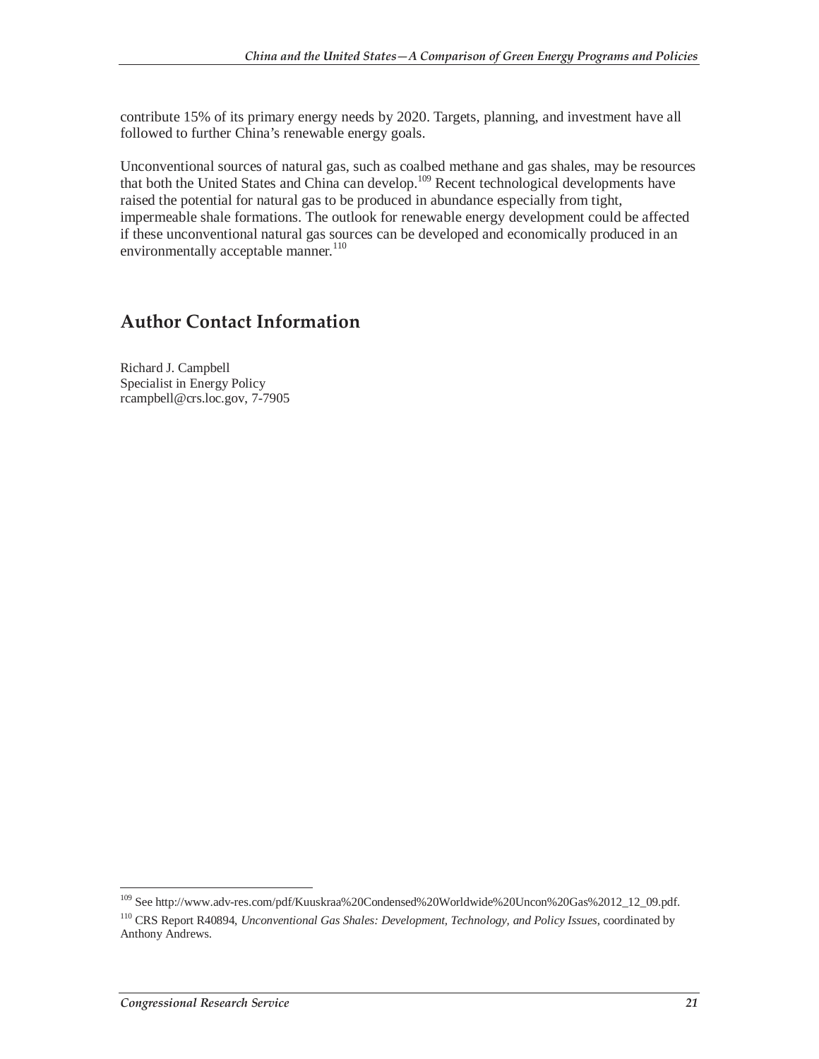contribute 15% of its primary energy needs by 2020. Targets, planning, and investment have all followed to further China's renewable energy goals.

Unconventional sources of natural gas, such as coalbed methane and gas shales, may be resources that both the United States and China can develop.[109] Recent technological developments have raised the potential for natural gas to be produced in abundance especially from tight, impermeable shale formations. The outlook for renewable energy development could be affected if these unconventional natural gas sources can be developed and economically produced in an environmentally acceptable manner.[110]

## Author Contact Information

Richard J. Campbell
Specialist in Energy Policy
rcampbell@crs.loc.gov, 7-7905

---

[109] See http://www.adv-res.com/pdf/Kuuskraa%20Condensed%20Worldwide%20Uncon%20Gas%2012_12_09.pdf.

[110] CRS Report R40894, *Unconventional Gas Shales: Development, Technology, and Policy Issues*, coordinated by Anthony Andrews.